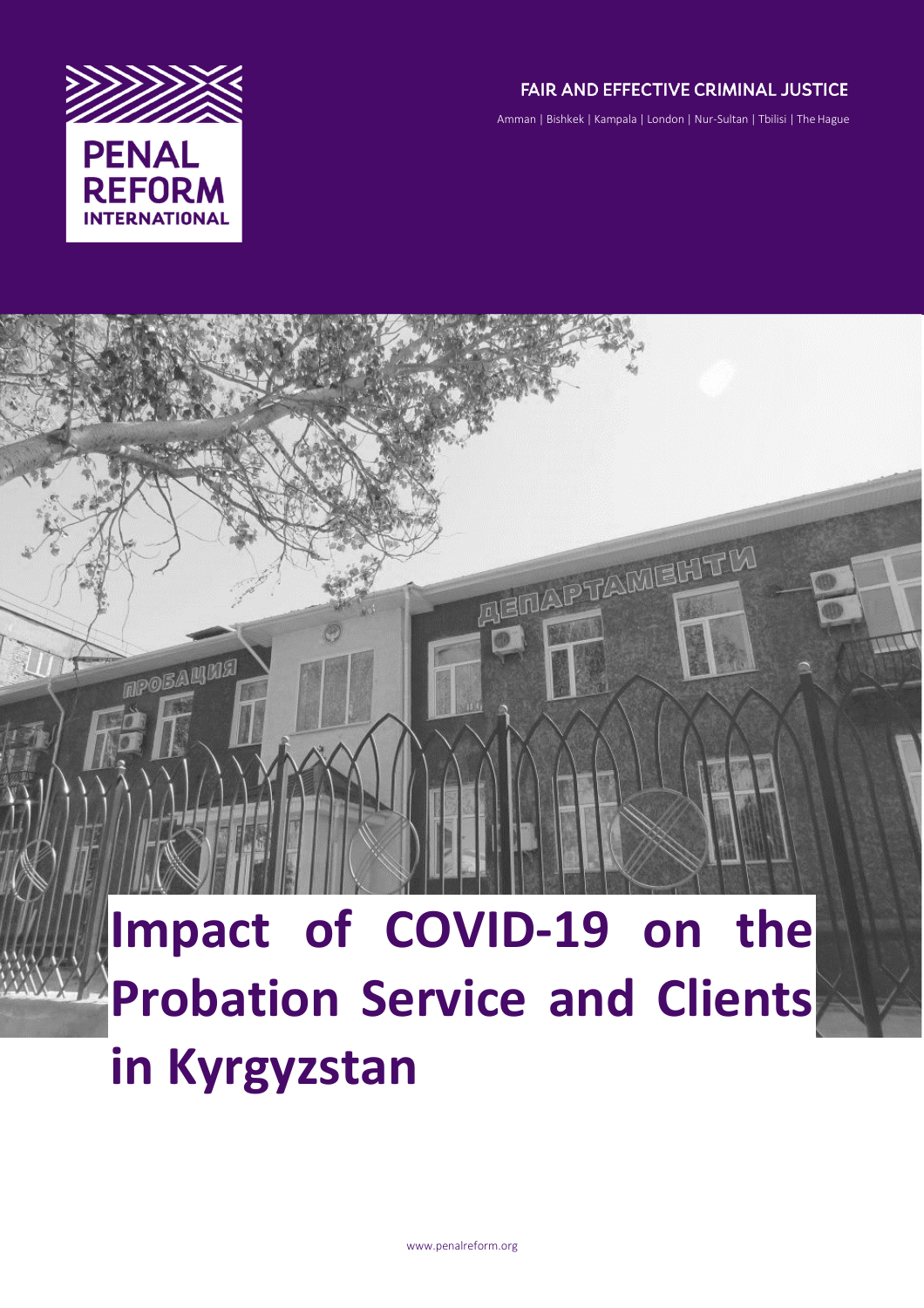PENAL REFORM INTERNATIONAL

FAIR AND EFFECTIVE CRIMINAL JUSTICE

Amman | Bishkek | Kampala | London | Nur-Sultan | Tbilisi | The Hague

# Impact of COVID-19 on the Probation Service and Clients in Kyrgyzstan

www.penalreform.org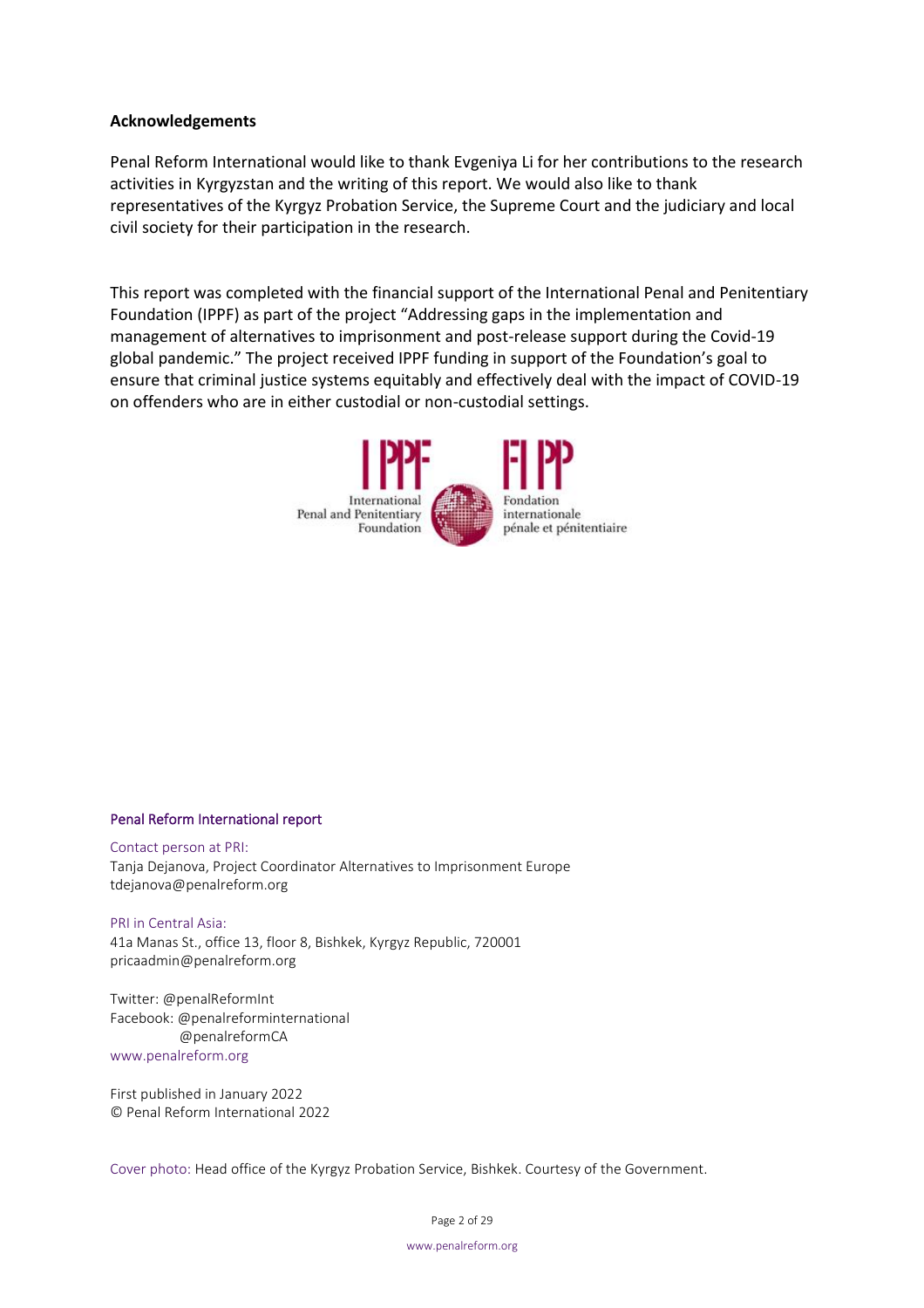**Acknowledgements**

Penal Reform International would like to thank Evgeniya Li for her contributions to the research activities in Kyrgyzstan and the writing of this report. We would also like to thank representatives of the Kyrgyz Probation Service, the Supreme Court and the judiciary and local civil society for their participation in the research.

This report was completed with the financial support of the International Penal and Penitentiary Foundation (IPPF) as part of the project "Addressing gaps in the implementation and management of alternatives to imprisonment and post-release support during the Covid-19 global pandemic." The project received IPPF funding in support of the Foundation's goal to ensure that criminal justice systems equitably and effectively deal with the impact of COVID-19 on offenders who are in either custodial or non-custodial settings.

IPPF
International
Penal and Penitentiary
Foundation

FIPP
Fondation
internationale
pénale et pénitentiaire

Penal Reform International report

Contact person at PRI:
Tanja Dejanova, Project Coordinator Alternatives to Imprisonment Europe
tdejanova@penalreform.org

PRI in Central Asia:
41a Manas St., office 13, floor 8, Bishkek, Kyrgyz Republic, 720001
pricaadmin@penalreform.org

Twitter: @penalReformInt
Facebook: @penalreforminternational
@penalreformCA
www.penalreform.org

First published in January 2022
© Penal Reform International 2022

Cover photo: Head office of the Kyrgyz Probation Service, Bishkek. Courtesy of the Government.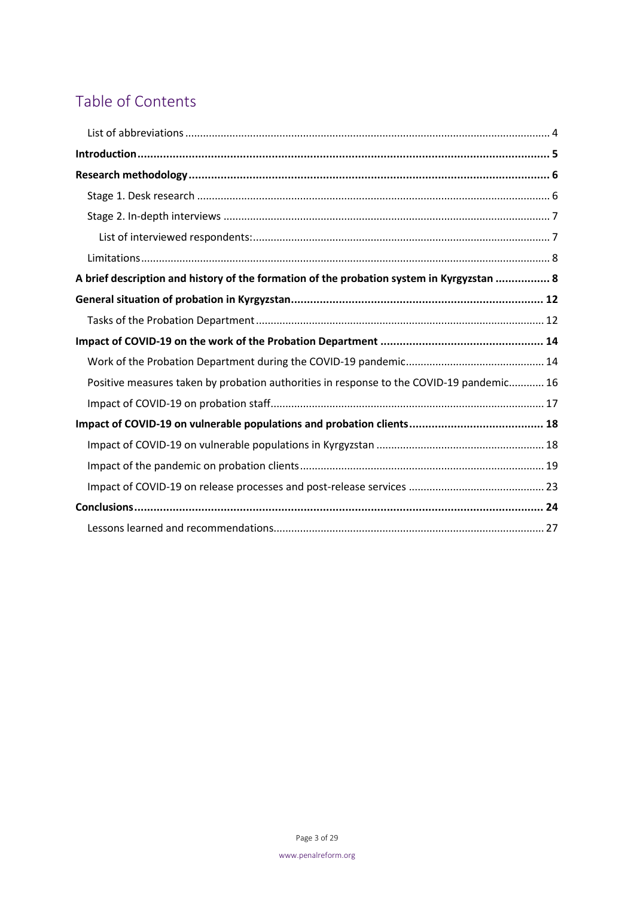# Table of Contents

- List of abbreviations ... 4
- **Introduction ... 5**
- **Research methodology ... 6**
  - Stage 1. Desk research ... 6
  - Stage 2. In-depth interviews ... 7
    - List of interviewed respondents: ... 7
  - Limitations ... 8
- **A brief description and history of the formation of the probation system in Kyrgyzstan ... 8**
- **General situation of probation in Kyrgyzstan ... 12**
  - Tasks of the Probation Department ... 12
- **Impact of COVID-19 on the work of the Probation Department ... 14**
  - Work of the Probation Department during the COVID-19 pandemic ... 14
  - Positive measures taken by probation authorities in response to the COVID-19 pandemic ... 16
  - Impact of COVID-19 on probation staff ... 17
- **Impact of COVID-19 on vulnerable populations and probation clients ... 18**
  - Impact of COVID-19 on vulnerable populations in Kyrgyzstan ... 18
  - Impact of the pandemic on probation clients ... 19
  - Impact of COVID-19 on release processes and post-release services ... 23
- **Conclusions ... 24**
  - Lessons learned and recommendations ... 27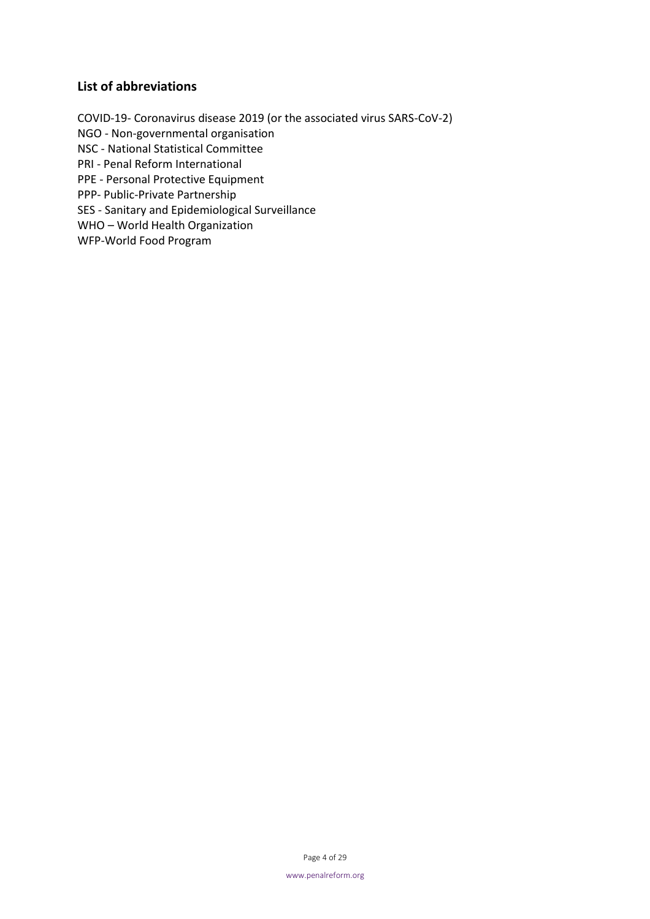## List of abbreviations

COVID-19- Coronavirus disease 2019 (or the associated virus SARS-CoV-2)
NGO - Non-governmental organisation
NSC - National Statistical Committee
PRI - Penal Reform International
PPE - Personal Protective Equipment
PPP- Public-Private Partnership
SES - Sanitary and Epidemiological Surveillance
WHO – World Health Organization
WFP-World Food Program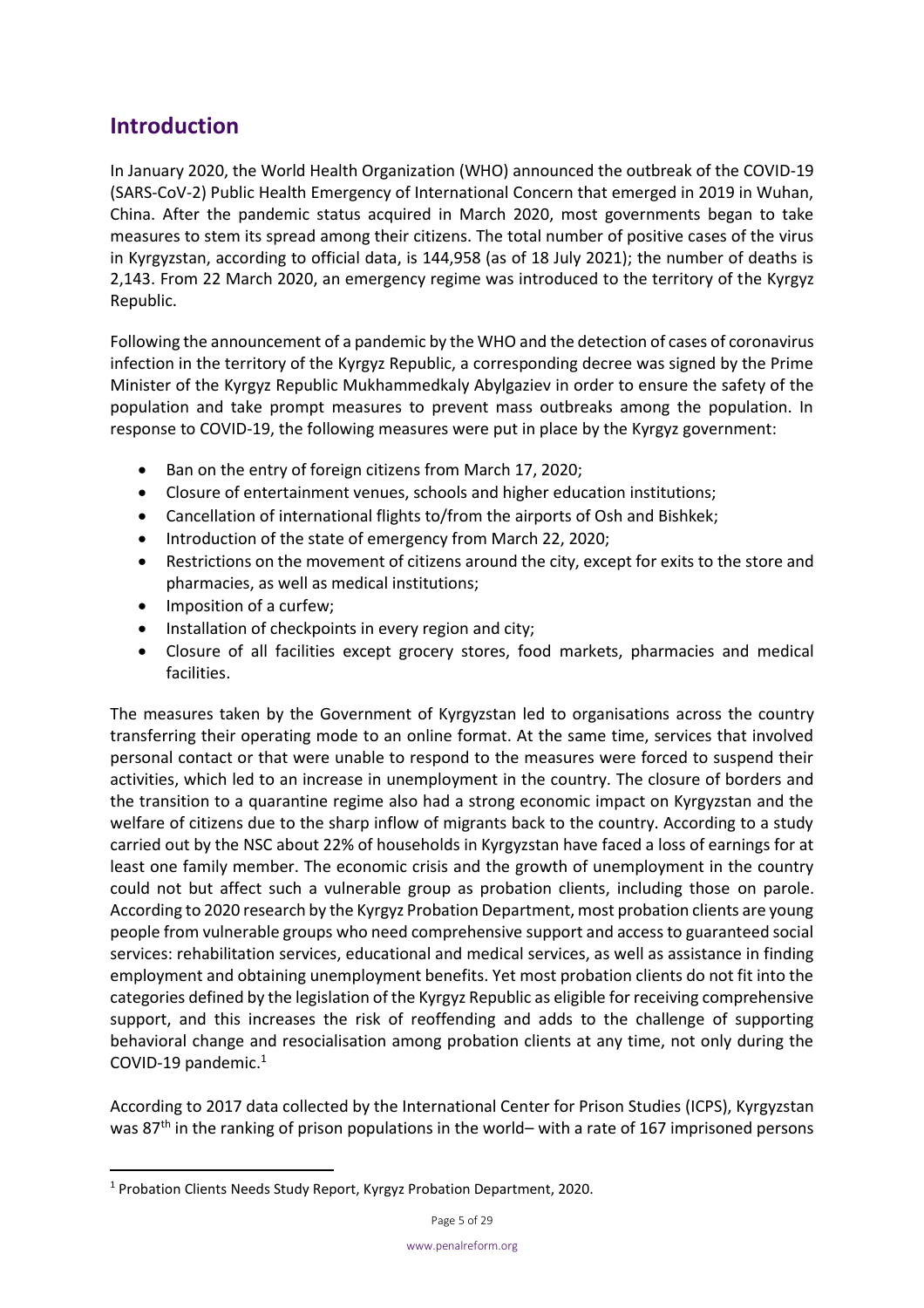## Introduction

In January 2020, the World Health Organization (WHO) announced the outbreak of the COVID-19 (SARS-CoV-2) Public Health Emergency of International Concern that emerged in 2019 in Wuhan, China. After the pandemic status acquired in March 2020, most governments began to take measures to stem its spread among their citizens. The total number of positive cases of the virus in Kyrgyzstan, according to official data, is 144,958 (as of 18 July 2021); the number of deaths is 2,143. From 22 March 2020, an emergency regime was introduced to the territory of the Kyrgyz Republic.

Following the announcement of a pandemic by the WHO and the detection of cases of coronavirus infection in the territory of the Kyrgyz Republic, a corresponding decree was signed by the Prime Minister of the Kyrgyz Republic Mukhammedkaly Abylgaziev in order to ensure the safety of the population and take prompt measures to prevent mass outbreaks among the population. In response to COVID-19, the following measures were put in place by the Kyrgyz government:

- Ban on the entry of foreign citizens from March 17, 2020;
- Closure of entertainment venues, schools and higher education institutions;
- Cancellation of international flights to/from the airports of Osh and Bishkek;
- Introduction of the state of emergency from March 22, 2020;
- Restrictions on the movement of citizens around the city, except for exits to the store and pharmacies, as well as medical institutions;
- Imposition of a curfew;
- Installation of checkpoints in every region and city;
- Closure of all facilities except grocery stores, food markets, pharmacies and medical facilities.

The measures taken by the Government of Kyrgyzstan led to organisations across the country transferring their operating mode to an online format. At the same time, services that involved personal contact or that were unable to respond to the measures were forced to suspend their activities, which led to an increase in unemployment in the country. The closure of borders and the transition to a quarantine regime also had a strong economic impact on Kyrgyzstan and the welfare of citizens due to the sharp inflow of migrants back to the country. According to a study carried out by the NSC about 22% of households in Kyrgyzstan have faced a loss of earnings for at least one family member. The economic crisis and the growth of unemployment in the country could not but affect such a vulnerable group as probation clients, including those on parole. According to 2020 research by the Kyrgyz Probation Department, most probation clients are young people from vulnerable groups who need comprehensive support and access to guaranteed social services: rehabilitation services, educational and medical services, as well as assistance in finding employment and obtaining unemployment benefits. Yet most probation clients do not fit into the categories defined by the legislation of the Kyrgyz Republic as eligible for receiving comprehensive support, and this increases the risk of reoffending and adds to the challenge of supporting behavioral change and resocialisation among probation clients at any time, not only during the COVID-19 pandemic.[1]

According to 2017 data collected by the International Center for Prison Studies (ICPS), Kyrgyzstan was 87th in the ranking of prison populations in the world– with a rate of 167 imprisoned persons

[1] Probation Clients Needs Study Report, Kyrgyz Probation Department, 2020.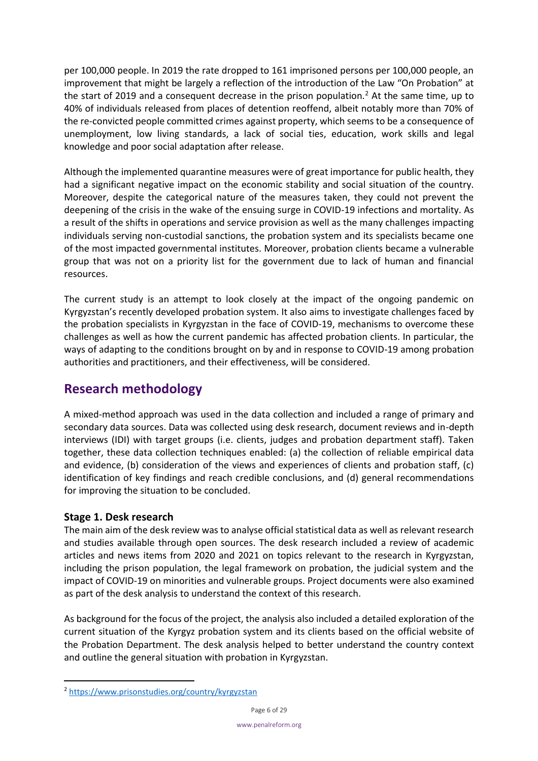per 100,000 people. In 2019 the rate dropped to 161 imprisoned persons per 100,000 people, an improvement that might be largely a reflection of the introduction of the Law "On Probation" at the start of 2019 and a consequent decrease in the prison population.[2] At the same time, up to 40% of individuals released from places of detention reoffend, albeit notably more than 70% of the re-convicted people committed crimes against property, which seems to be a consequence of unemployment, low living standards, a lack of social ties, education, work skills and legal knowledge and poor social adaptation after release.

Although the implemented quarantine measures were of great importance for public health, they had a significant negative impact on the economic stability and social situation of the country. Moreover, despite the categorical nature of the measures taken, they could not prevent the deepening of the crisis in the wake of the ensuing surge in COVID-19 infections and mortality. As a result of the shifts in operations and service provision as well as the many challenges impacting individuals serving non-custodial sanctions, the probation system and its specialists became one of the most impacted governmental institutes. Moreover, probation clients became a vulnerable group that was not on a priority list for the government due to lack of human and financial resources.

The current study is an attempt to look closely at the impact of the ongoing pandemic on Kyrgyzstan's recently developed probation system. It also aims to investigate challenges faced by the probation specialists in Kyrgyzstan in the face of COVID-19, mechanisms to overcome these challenges as well as how the current pandemic has affected probation clients. In particular, the ways of adapting to the conditions brought on by and in response to COVID-19 among probation authorities and practitioners, and their effectiveness, will be considered.

## Research methodology

A mixed-method approach was used in the data collection and included a range of primary and secondary data sources. Data was collected using desk research, document reviews and in-depth interviews (IDI) with target groups (i.e. clients, judges and probation department staff). Taken together, these data collection techniques enabled: (a) the collection of reliable empirical data and evidence, (b) consideration of the views and experiences of clients and probation staff, (c) identification of key findings and reach credible conclusions, and (d) general recommendations for improving the situation to be concluded.

### Stage 1. Desk research

The main aim of the desk review was to analyse official statistical data as well as relevant research and studies available through open sources. The desk research included a review of academic articles and news items from 2020 and 2021 on topics relevant to the research in Kyrgyzstan, including the prison population, the legal framework on probation, the judicial system and the impact of COVID-19 on minorities and vulnerable groups. Project documents were also examined as part of the desk analysis to understand the context of this research.

As background for the focus of the project, the analysis also included a detailed exploration of the current situation of the Kyrgyz probation system and its clients based on the official website of the Probation Department. The desk analysis helped to better understand the country context and outline the general situation with probation in Kyrgyzstan.

[2] https://www.prisonstudies.org/country/kyrgyzstan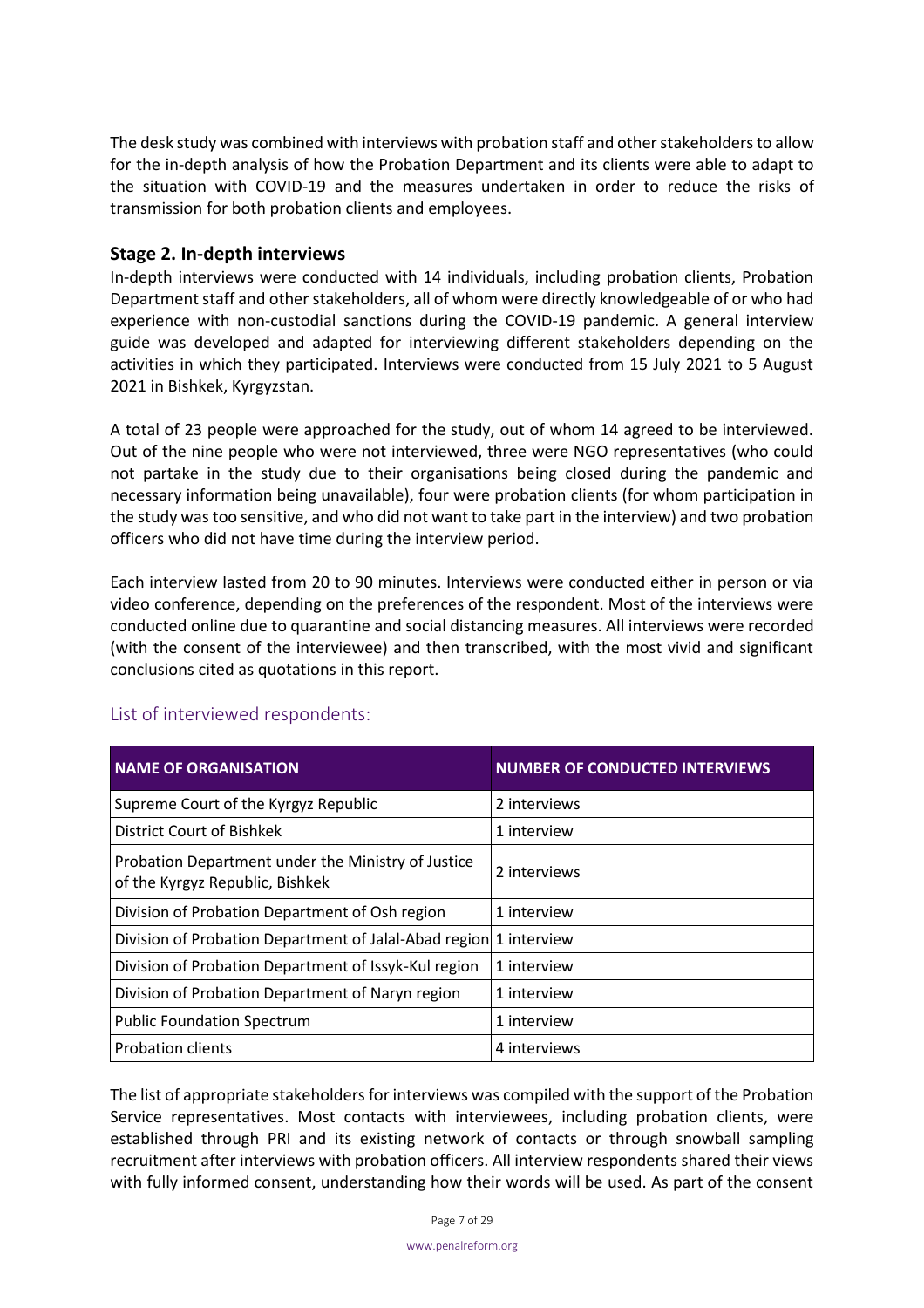The desk study was combined with interviews with probation staff and other stakeholders to allow for the in-depth analysis of how the Probation Department and its clients were able to adapt to the situation with COVID-19 and the measures undertaken in order to reduce the risks of transmission for both probation clients and employees.

### Stage 2. In-depth interviews

In-depth interviews were conducted with 14 individuals, including probation clients, Probation Department staff and other stakeholders, all of whom were directly knowledgeable of or who had experience with non-custodial sanctions during the COVID-19 pandemic. A general interview guide was developed and adapted for interviewing different stakeholders depending on the activities in which they participated. Interviews were conducted from 15 July 2021 to 5 August 2021 in Bishkek, Kyrgyzstan.

A total of 23 people were approached for the study, out of whom 14 agreed to be interviewed. Out of the nine people who were not interviewed, three were NGO representatives (who could not partake in the study due to their organisations being closed during the pandemic and necessary information being unavailable), four were probation clients (for whom participation in the study was too sensitive, and who did not want to take part in the interview) and two probation officers who did not have time during the interview period.

Each interview lasted from 20 to 90 minutes. Interviews were conducted either in person or via video conference, depending on the preferences of the respondent. Most of the interviews were conducted online due to quarantine and social distancing measures. All interviews were recorded (with the consent of the interviewee) and then transcribed, with the most vivid and significant conclusions cited as quotations in this report.

#### List of interviewed respondents:

| NAME OF ORGANISATION | NUMBER OF CONDUCTED INTERVIEWS |
|---|---|
| Supreme Court of the Kyrgyz Republic | 2 interviews |
| District Court of Bishkek | 1 interview |
| Probation Department under the Ministry of Justice of the Kyrgyz Republic, Bishkek | 2 interviews |
| Division of Probation Department of Osh region | 1 interview |
| Division of Probation Department of Jalal-Abad region | 1 interview |
| Division of Probation Department of Issyk-Kul region | 1 interview |
| Division of Probation Department of Naryn region | 1 interview |
| Public Foundation Spectrum | 1 interview |
| Probation clients | 4 interviews |

The list of appropriate stakeholders for interviews was compiled with the support of the Probation Service representatives. Most contacts with interviewees, including probation clients, were established through PRI and its existing network of contacts or through snowball sampling recruitment after interviews with probation officers. All interview respondents shared their views with fully informed consent, understanding how their words will be used. As part of the consent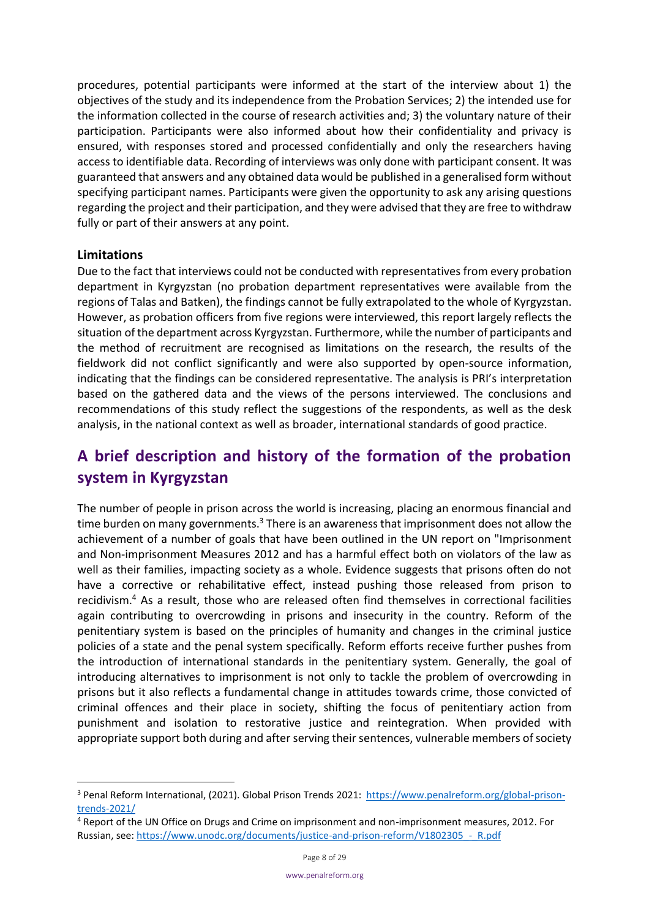procedures, potential participants were informed at the start of the interview about 1) the objectives of the study and its independence from the Probation Services; 2) the intended use for the information collected in the course of research activities and; 3) the voluntary nature of their participation. Participants were also informed about how their confidentiality and privacy is ensured, with responses stored and processed confidentially and only the researchers having access to identifiable data. Recording of interviews was only done with participant consent. It was guaranteed that answers and any obtained data would be published in a generalised form without specifying participant names. Participants were given the opportunity to ask any arising questions regarding the project and their participation, and they were advised that they are free to withdraw fully or part of their answers at any point.

### Limitations

Due to the fact that interviews could not be conducted with representatives from every probation department in Kyrgyzstan (no probation department representatives were available from the regions of Talas and Batken), the findings cannot be fully extrapolated to the whole of Kyrgyzstan. However, as probation officers from five regions were interviewed, this report largely reflects the situation of the department across Kyrgyzstan. Furthermore, while the number of participants and the method of recruitment are recognised as limitations on the research, the results of the fieldwork did not conflict significantly and were also supported by open-source information, indicating that the findings can be considered representative. The analysis is PRI's interpretation based on the gathered data and the views of the persons interviewed. The conclusions and recommendations of this study reflect the suggestions of the respondents, as well as the desk analysis, in the national context as well as broader, international standards of good practice.

## A brief description and history of the formation of the probation system in Kyrgyzstan

The number of people in prison across the world is increasing, placing an enormous financial and time burden on many governments.[3] There is an awareness that imprisonment does not allow the achievement of a number of goals that have been outlined in the UN report on "Imprisonment and Non-imprisonment Measures 2012 and has a harmful effect both on violators of the law as well as their families, impacting society as a whole. Evidence suggests that prisons often do not have a corrective or rehabilitative effect, instead pushing those released from prison to recidivism.[4] As a result, those who are released often find themselves in correctional facilities again contributing to overcrowding in prisons and insecurity in the country. Reform of the penitentiary system is based on the principles of humanity and changes in the criminal justice policies of a state and the penal system specifically. Reform efforts receive further pushes from the introduction of international standards in the penitentiary system. Generally, the goal of introducing alternatives to imprisonment is not only to tackle the problem of overcrowding in prisons but it also reflects a fundamental change in attitudes towards crime, those convicted of criminal offences and their place in society, shifting the focus of penitentiary action from punishment and isolation to restorative justice and reintegration. When provided with appropriate support both during and after serving their sentences, vulnerable members of society

---

[3] Penal Reform International, (2021). Global Prison Trends 2021: https://www.penalreform.org/global-prison-trends-2021/

[4] Report of the UN Office on Drugs and Crime on imprisonment and non-imprisonment measures, 2012. For Russian, see: https://www.unodc.org/documents/justice-and-prison-reform/V1802305_-_R.pdf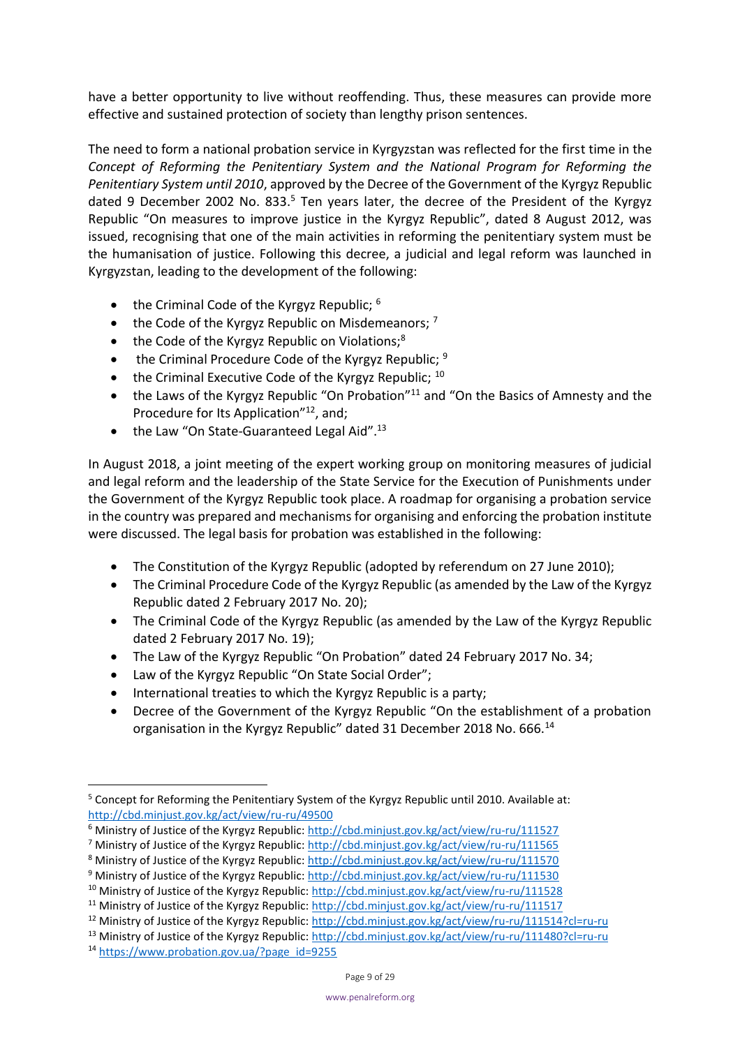have a better opportunity to live without reoffending. Thus, these measures can provide more effective and sustained protection of society than lengthy prison sentences.

The need to form a national probation service in Kyrgyzstan was reflected for the first time in the *Concept of Reforming the Penitentiary System and the National Program for Reforming the Penitentiary System until 2010*, approved by the Decree of the Government of the Kyrgyz Republic dated 9 December 2002 No. 833.[5] Ten years later, the decree of the President of the Kyrgyz Republic "On measures to improve justice in the Kyrgyz Republic", dated 8 August 2012, was issued, recognising that one of the main activities in reforming the penitentiary system must be the humanisation of justice. Following this decree, a judicial and legal reform was launched in Kyrgyzstan, leading to the development of the following:

- the Criminal Code of the Kyrgyz Republic; [6]
- the Code of the Kyrgyz Republic on Misdemeanors; [7]
- the Code of the Kyrgyz Republic on Violations;[8]
- the Criminal Procedure Code of the Kyrgyz Republic; [9]
- the Criminal Executive Code of the Kyrgyz Republic; [10]
- the Laws of the Kyrgyz Republic "On Probation"[11] and "On the Basics of Amnesty and the Procedure for Its Application"[12], and;
- the Law "On State-Guaranteed Legal Aid".[13]

In August 2018, a joint meeting of the expert working group on monitoring measures of judicial and legal reform and the leadership of the State Service for the Execution of Punishments under the Government of the Kyrgyz Republic took place. A roadmap for organising a probation service in the country was prepared and mechanisms for organising and enforcing the probation institute were discussed. The legal basis for probation was established in the following:

- The Constitution of the Kyrgyz Republic (adopted by referendum on 27 June 2010);
- The Criminal Procedure Code of the Kyrgyz Republic (as amended by the Law of the Kyrgyz Republic dated 2 February 2017 No. 20);
- The Criminal Code of the Kyrgyz Republic (as amended by the Law of the Kyrgyz Republic dated 2 February 2017 No. 19);
- The Law of the Kyrgyz Republic "On Probation" dated 24 February 2017 No. 34;
- Law of the Kyrgyz Republic "On State Social Order";
- International treaties to which the Kyrgyz Republic is a party;
- Decree of the Government of the Kyrgyz Republic "On the establishment of a probation organisation in the Kyrgyz Republic" dated 31 December 2018 No. 666.[14]

---

[5] Concept for Reforming the Penitentiary System of the Kyrgyz Republic until 2010. Available at: http://cbd.minjust.gov.kg/act/view/ru-ru/49500

[6] Ministry of Justice of the Kyrgyz Republic: http://cbd.minjust.gov.kg/act/view/ru-ru/111527

[7] Ministry of Justice of the Kyrgyz Republic: http://cbd.minjust.gov.kg/act/view/ru-ru/111565

[8] Ministry of Justice of the Kyrgyz Republic: http://cbd.minjust.gov.kg/act/view/ru-ru/111570

[9] Ministry of Justice of the Kyrgyz Republic: http://cbd.minjust.gov.kg/act/view/ru-ru/111530

[10] Ministry of Justice of the Kyrgyz Republic: http://cbd.minjust.gov.kg/act/view/ru-ru/111528

[11] Ministry of Justice of the Kyrgyz Republic: http://cbd.minjust.gov.kg/act/view/ru-ru/111517

[12] Ministry of Justice of the Kyrgyz Republic: http://cbd.minjust.gov.kg/act/view/ru-ru/111514?cl=ru-ru

[13] Ministry of Justice of the Kyrgyz Republic: http://cbd.minjust.gov.kg/act/view/ru-ru/111480?cl=ru-ru

[14] https://www.probation.gov.ua/?page_id=9255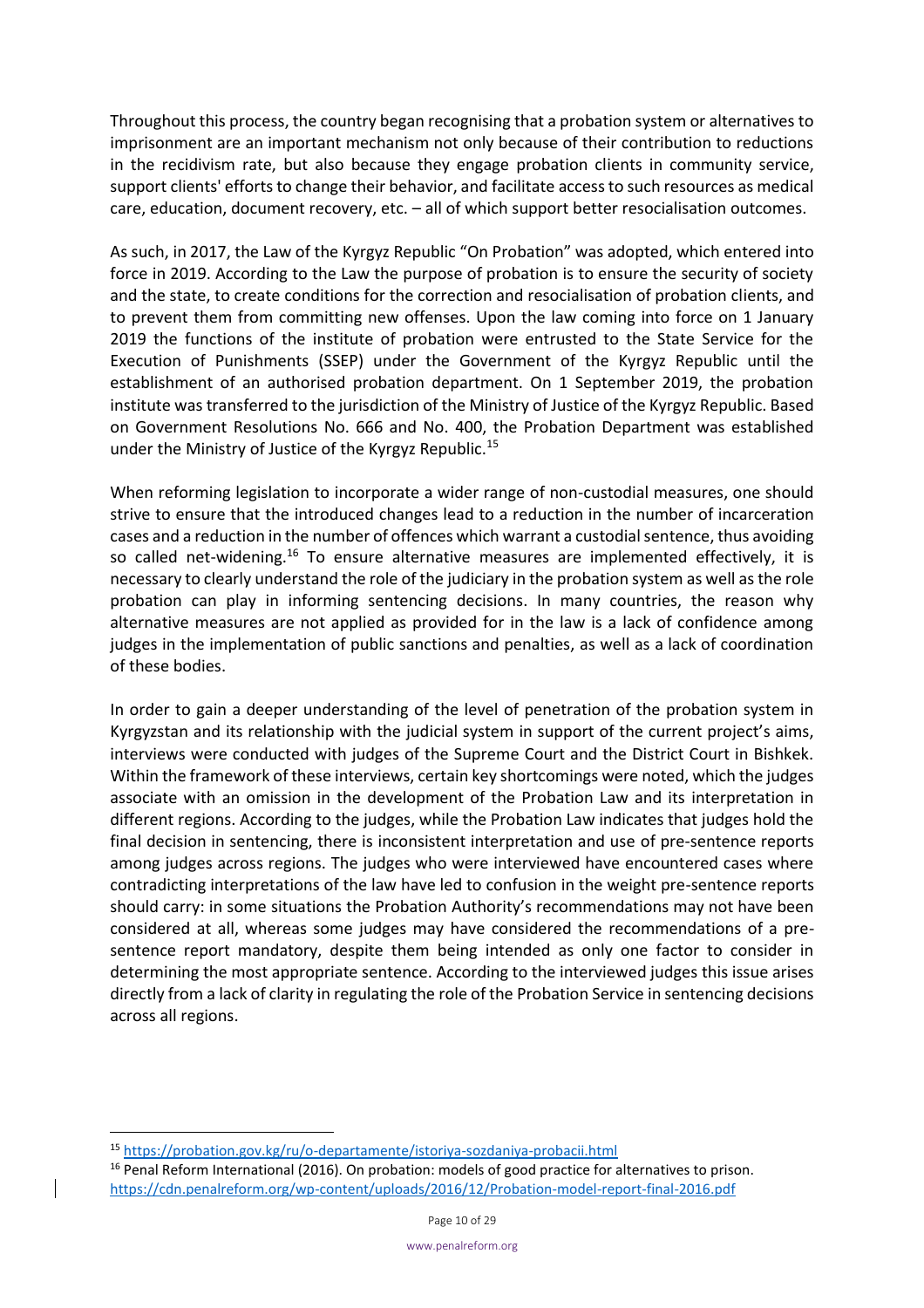Throughout this process, the country began recognising that a probation system or alternatives to imprisonment are an important mechanism not only because of their contribution to reductions in the recidivism rate, but also because they engage probation clients in community service, support clients' efforts to change their behavior, and facilitate access to such resources as medical care, education, document recovery, etc. – all of which support better resocialisation outcomes.

As such, in 2017, the Law of the Kyrgyz Republic "On Probation" was adopted, which entered into force in 2019. According to the Law the purpose of probation is to ensure the security of society and the state, to create conditions for the correction and resocialisation of probation clients, and to prevent them from committing new offenses. Upon the law coming into force on 1 January 2019 the functions of the institute of probation were entrusted to the State Service for the Execution of Punishments (SSEP) under the Government of the Kyrgyz Republic until the establishment of an authorised probation department. On 1 September 2019, the probation institute was transferred to the jurisdiction of the Ministry of Justice of the Kyrgyz Republic. Based on Government Resolutions No. 666 and No. 400, the Probation Department was established under the Ministry of Justice of the Kyrgyz Republic.[15]

When reforming legislation to incorporate a wider range of non-custodial measures, one should strive to ensure that the introduced changes lead to a reduction in the number of incarceration cases and a reduction in the number of offences which warrant a custodial sentence, thus avoiding so called net-widening.[16] To ensure alternative measures are implemented effectively, it is necessary to clearly understand the role of the judiciary in the probation system as well as the role probation can play in informing sentencing decisions. In many countries, the reason why alternative measures are not applied as provided for in the law is a lack of confidence among judges in the implementation of public sanctions and penalties, as well as a lack of coordination of these bodies.

In order to gain a deeper understanding of the level of penetration of the probation system in Kyrgyzstan and its relationship with the judicial system in support of the current project's aims, interviews were conducted with judges of the Supreme Court and the District Court in Bishkek. Within the framework of these interviews, certain key shortcomings were noted, which the judges associate with an omission in the development of the Probation Law and its interpretation in different regions. According to the judges, while the Probation Law indicates that judges hold the final decision in sentencing, there is inconsistent interpretation and use of pre-sentence reports among judges across regions. The judges who were interviewed have encountered cases where contradicting interpretations of the law have led to confusion in the weight pre-sentence reports should carry: in some situations the Probation Authority's recommendations may not have been considered at all, whereas some judges may have considered the recommendations of a pre-sentence report mandatory, despite them being intended as only one factor to consider in determining the most appropriate sentence. According to the interviewed judges this issue arises directly from a lack of clarity in regulating the role of the Probation Service in sentencing decisions across all regions.

---

[15] https://probation.gov.kg/ru/o-departamente/istoriya-sozdaniya-probacii.html

[16] Penal Reform International (2016). On probation: models of good practice for alternatives to prison. https://cdn.penalreform.org/wp-content/uploads/2016/12/Probation-model-report-final-2016.pdf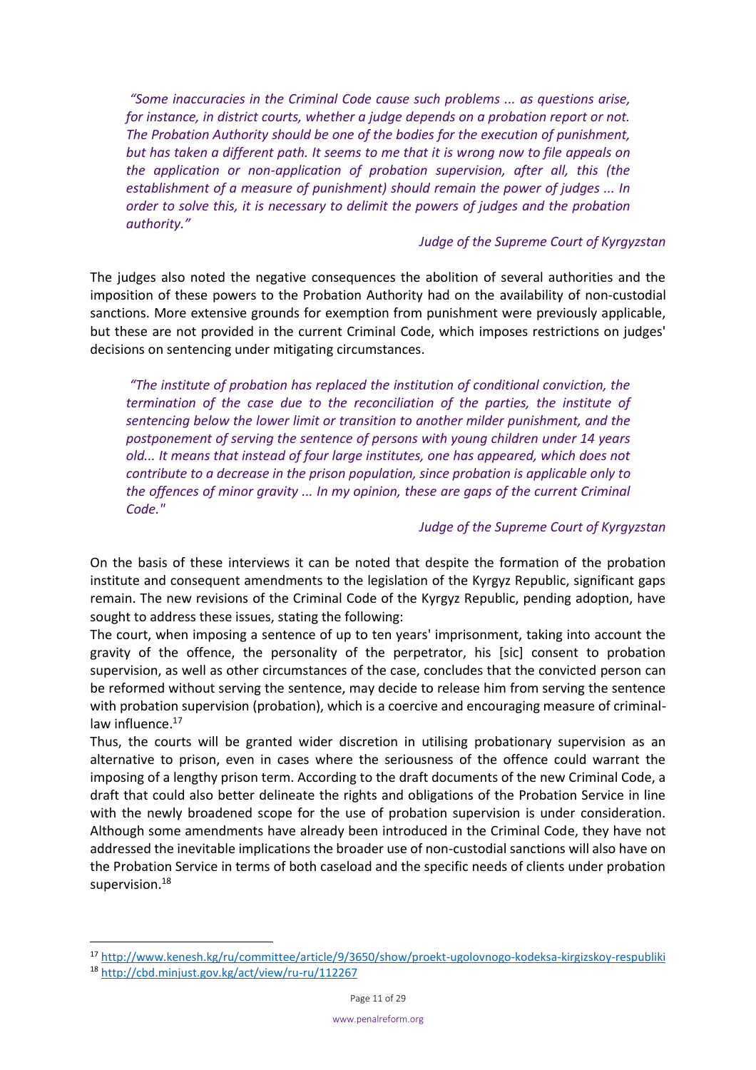> *"Some inaccuracies in the Criminal Code cause such problems ... as questions arise, for instance, in district courts, whether a judge depends on a probation report or not. The Probation Authority should be one of the bodies for the execution of punishment, but has taken a different path. It seems to me that it is wrong now to file appeals on the application or non-application of probation supervision, after all, this (the establishment of a measure of punishment) should remain the power of judges ... In order to solve this, it is necessary to delimit the powers of judges and the probation authority."*
>
> *Judge of the Supreme Court of Kyrgyzstan*

The judges also noted the negative consequences the abolition of several authorities and the imposition of these powers to the Probation Authority had on the availability of non-custodial sanctions. More extensive grounds for exemption from punishment were previously applicable, but these are not provided in the current Criminal Code, which imposes restrictions on judges' decisions on sentencing under mitigating circumstances.

> *"The institute of probation has replaced the institution of conditional conviction, the termination of the case due to the reconciliation of the parties, the institute of sentencing below the lower limit or transition to another milder punishment, and the postponement of serving the sentence of persons with young children under 14 years old... It means that instead of four large institutes, one has appeared, which does not contribute to a decrease in the prison population, since probation is applicable only to the offences of minor gravity ... In my opinion, these are gaps of the current Criminal Code."*
>
> *Judge of the Supreme Court of Kyrgyzstan*

On the basis of these interviews it can be noted that despite the formation of the probation institute and consequent amendments to the legislation of the Kyrgyz Republic, significant gaps remain. The new revisions of the Criminal Code of the Kyrgyz Republic, pending adoption, have sought to address these issues, stating the following:

The court, when imposing a sentence of up to ten years' imprisonment, taking into account the gravity of the offence, the personality of the perpetrator, his [sic] consent to probation supervision, as well as other circumstances of the case, concludes that the convicted person can be reformed without serving the sentence, may decide to release him from serving the sentence with probation supervision (probation), which is a coercive and encouraging measure of criminal-law influence.[17]

Thus, the courts will be granted wider discretion in utilising probationary supervision as an alternative to prison, even in cases where the seriousness of the offence could warrant the imposing of a lengthy prison term. According to the draft documents of the new Criminal Code, a draft that could also better delineate the rights and obligations of the Probation Service in line with the newly broadened scope for the use of probation supervision is under consideration. Although some amendments have already been introduced in the Criminal Code, they have not addressed the inevitable implications the broader use of non-custodial sanctions will also have on the Probation Service in terms of both caseload and the specific needs of clients under probation supervision.[18]

---

[17] http://www.kenesh.kg/ru/committee/article/9/3650/show/proekt-ugolovnogo-kodeksa-kirgizskoy-respubliki

[18] http://cbd.minjust.gov.kg/act/view/ru-ru/112267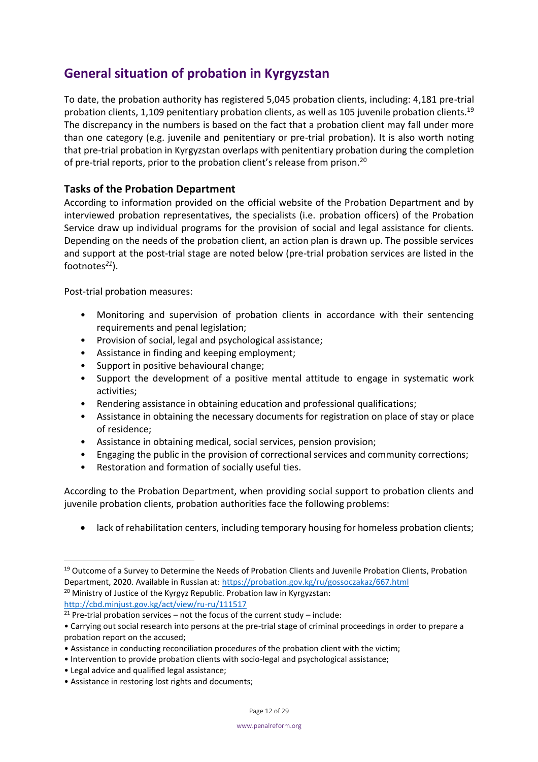## General situation of probation in Kyrgyzstan

To date, the probation authority has registered 5,045 probation clients, including: 4,181 pre-trial probation clients, 1,109 penitentiary probation clients, as well as 105 juvenile probation clients.[19] The discrepancy in the numbers is based on the fact that a probation client may fall under more than one category (e.g. juvenile and penitentiary or pre-trial probation). It is also worth noting that pre-trial probation in Kyrgyzstan overlaps with penitentiary probation during the completion of pre-trial reports, prior to the probation client's release from prison.[20]

### Tasks of the Probation Department

According to information provided on the official website of the Probation Department and by interviewed probation representatives, the specialists (i.e. probation officers) of the Probation Service draw up individual programs for the provision of social and legal assistance for clients. Depending on the needs of the probation client, an action plan is drawn up. The possible services and support at the post-trial stage are noted below (pre-trial probation services are listed in the footnotes[21]).

Post-trial probation measures:

- Monitoring and supervision of probation clients in accordance with their sentencing requirements and penal legislation;
- Provision of social, legal and psychological assistance;
- Assistance in finding and keeping employment;
- Support in positive behavioural change;
- Support the development of a positive mental attitude to engage in systematic work activities;
- Rendering assistance in obtaining education and professional qualifications;
- Assistance in obtaining the necessary documents for registration on place of stay or place of residence;
- Assistance in obtaining medical, social services, pension provision;
- Engaging the public in the provision of correctional services and community corrections;
- Restoration and formation of socially useful ties.

According to the Probation Department, when providing social support to probation clients and juvenile probation clients, probation authorities face the following problems:

- lack of rehabilitation centers, including temporary housing for homeless probation clients;

---

[19] Outcome of a Survey to Determine the Needs of Probation Clients and Juvenile Probation Clients, Probation Department, 2020. Available in Russian at: https://probation.gov.kg/ru/gossoczakaz/667.html

[20] Ministry of Justice of the Kyrgyz Republic. Probation law in Kyrgyzstan: http://cbd.minjust.gov.kg/act/view/ru-ru/111517

[21] Pre-trial probation services – not the focus of the current study – include:

- Carrying out social research into persons at the pre-trial stage of criminal proceedings in order to prepare a probation report on the accused;
- Assistance in conducting reconciliation procedures of the probation client with the victim;
- Intervention to provide probation clients with socio-legal and psychological assistance;
- Legal advice and qualified legal assistance;
- Assistance in restoring lost rights and documents;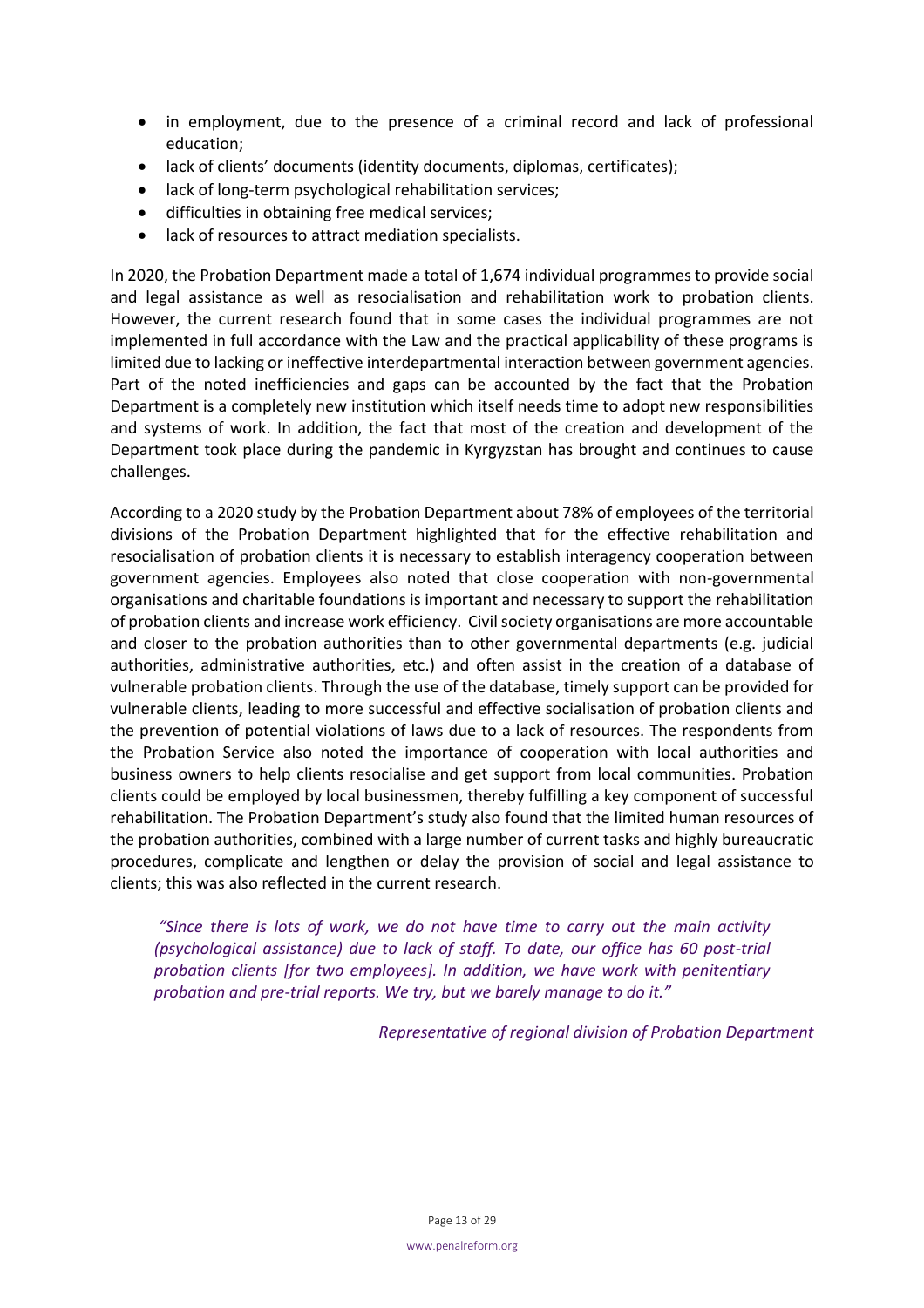- in employment, due to the presence of a criminal record and lack of professional education;
- lack of clients' documents (identity documents, diplomas, certificates);
- lack of long-term psychological rehabilitation services;
- difficulties in obtaining free medical services;
- lack of resources to attract mediation specialists.

In 2020, the Probation Department made a total of 1,674 individual programmes to provide social and legal assistance as well as resocialisation and rehabilitation work to probation clients. However, the current research found that in some cases the individual programmes are not implemented in full accordance with the Law and the practical applicability of these programs is limited due to lacking or ineffective interdepartmental interaction between government agencies. Part of the noted inefficiencies and gaps can be accounted by the fact that the Probation Department is a completely new institution which itself needs time to adopt new responsibilities and systems of work. In addition, the fact that most of the creation and development of the Department took place during the pandemic in Kyrgyzstan has brought and continues to cause challenges.

According to a 2020 study by the Probation Department about 78% of employees of the territorial divisions of the Probation Department highlighted that for the effective rehabilitation and resocialisation of probation clients it is necessary to establish interagency cooperation between government agencies. Employees also noted that close cooperation with non-governmental organisations and charitable foundations is important and necessary to support the rehabilitation of probation clients and increase work efficiency. Civil society organisations are more accountable and closer to the probation authorities than to other governmental departments (e.g. judicial authorities, administrative authorities, etc.) and often assist in the creation of a database of vulnerable probation clients. Through the use of the database, timely support can be provided for vulnerable clients, leading to more successful and effective socialisation of probation clients and the prevention of potential violations of laws due to a lack of resources. The respondents from the Probation Service also noted the importance of cooperation with local authorities and business owners to help clients resocialise and get support from local communities. Probation clients could be employed by local businessmen, thereby fulfilling a key component of successful rehabilitation. The Probation Department's study also found that the limited human resources of the probation authorities, combined with a large number of current tasks and highly bureaucratic procedures, complicate and lengthen or delay the provision of social and legal assistance to clients; this was also reflected in the current research.

> *"Since there is lots of work, we do not have time to carry out the main activity (psychological assistance) due to lack of staff. To date, our office has 60 post-trial probation clients [for two employees]. In addition, we have work with penitentiary probation and pre-trial reports. We try, but we barely manage to do it."*
>
> *Representative of regional division of Probation Department*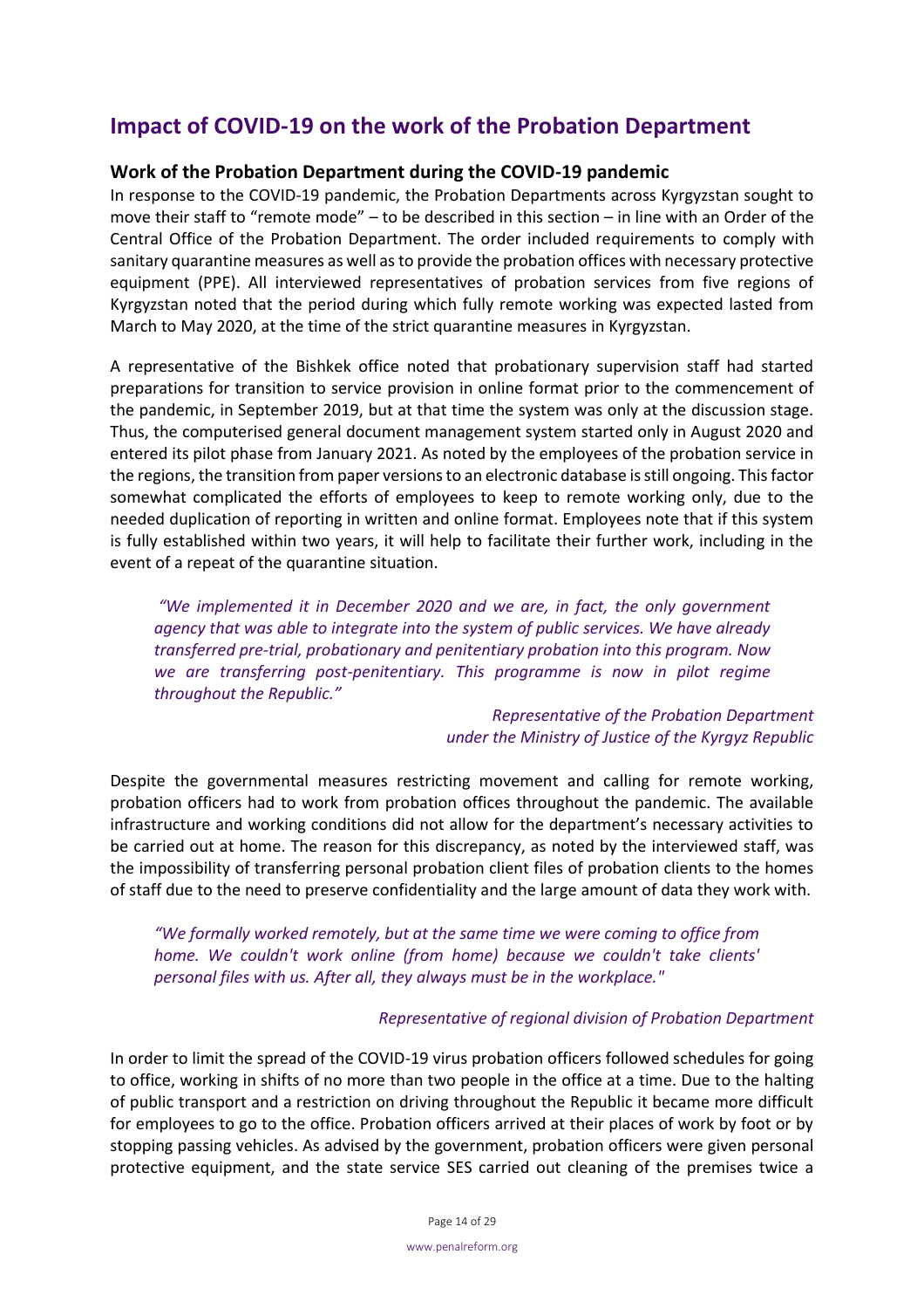# Impact of COVID-19 on the work of the Probation Department

## Work of the Probation Department during the COVID-19 pandemic

In response to the COVID-19 pandemic, the Probation Departments across Kyrgyzstan sought to move their staff to "remote mode" – to be described in this section – in line with an Order of the Central Office of the Probation Department. The order included requirements to comply with sanitary quarantine measures as well as to provide the probation offices with necessary protective equipment (PPE). All interviewed representatives of probation services from five regions of Kyrgyzstan noted that the period during which fully remote working was expected lasted from March to May 2020, at the time of the strict quarantine measures in Kyrgyzstan.

A representative of the Bishkek office noted that probationary supervision staff had started preparations for transition to service provision in online format prior to the commencement of the pandemic, in September 2019, but at that time the system was only at the discussion stage. Thus, the computerised general document management system started only in August 2020 and entered its pilot phase from January 2021. As noted by the employees of the probation service in the regions, the transition from paper versions to an electronic database is still ongoing. This factor somewhat complicated the efforts of employees to keep to remote working only, due to the needed duplication of reporting in written and online format. Employees note that if this system is fully established within two years, it will help to facilitate their further work, including in the event of a repeat of the quarantine situation.

> *"We implemented it in December 2020 and we are, in fact, the only government agency that was able to integrate into the system of public services. We have already transferred pre-trial, probationary and penitentiary probation into this program. Now we are transferring post-penitentiary. This programme is now in pilot regime throughout the Republic."*
>
> *Representative of the Probation Department under the Ministry of Justice of the Kyrgyz Republic*

Despite the governmental measures restricting movement and calling for remote working, probation officers had to work from probation offices throughout the pandemic. The available infrastructure and working conditions did not allow for the department's necessary activities to be carried out at home. The reason for this discrepancy, as noted by the interviewed staff, was the impossibility of transferring personal probation client files of probation clients to the homes of staff due to the need to preserve confidentiality and the large amount of data they work with.

> *"We formally worked remotely, but at the same time we were coming to office from home. We couldn't work online (from home) because we couldn't take clients' personal files with us. After all, they always must be in the workplace."*
>
> *Representative of regional division of Probation Department*

In order to limit the spread of the COVID-19 virus probation officers followed schedules for going to office, working in shifts of no more than two people in the office at a time. Due to the halting of public transport and a restriction on driving throughout the Republic it became more difficult for employees to go to the office. Probation officers arrived at their places of work by foot or by stopping passing vehicles. As advised by the government, probation officers were given personal protective equipment, and the state service SES carried out cleaning of the premises twice a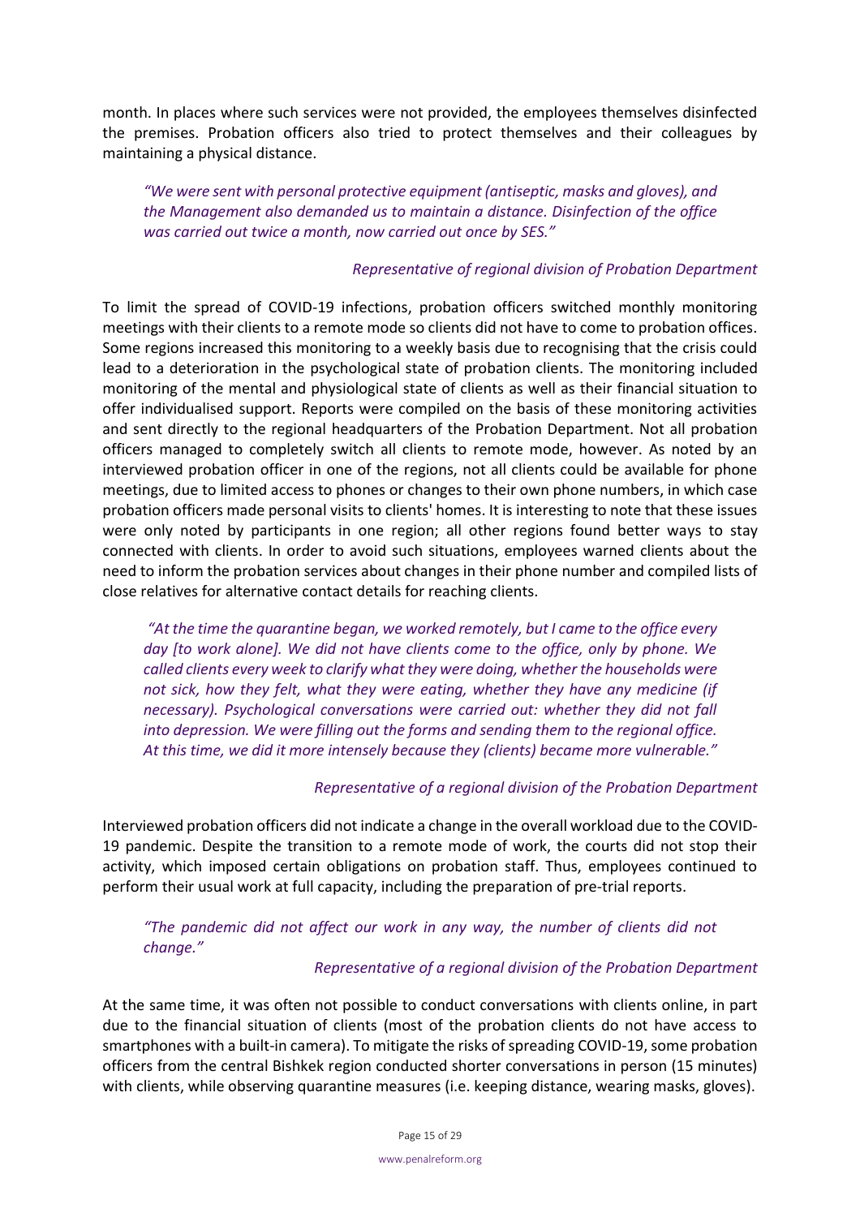month. In places where such services were not provided, the employees themselves disinfected the premises. Probation officers also tried to protect themselves and their colleagues by maintaining a physical distance.

> *"We were sent with personal protective equipment (antiseptic, masks and gloves), and the Management also demanded us to maintain a distance. Disinfection of the office was carried out twice a month, now carried out once by SES."*
>
> *Representative of regional division of Probation Department*

To limit the spread of COVID-19 infections, probation officers switched monthly monitoring meetings with their clients to a remote mode so clients did not have to come to probation offices. Some regions increased this monitoring to a weekly basis due to recognising that the crisis could lead to a deterioration in the psychological state of probation clients. The monitoring included monitoring of the mental and physiological state of clients as well as their financial situation to offer individualised support. Reports were compiled on the basis of these monitoring activities and sent directly to the regional headquarters of the Probation Department. Not all probation officers managed to completely switch all clients to remote mode, however. As noted by an interviewed probation officer in one of the regions, not all clients could be available for phone meetings, due to limited access to phones or changes to their own phone numbers, in which case probation officers made personal visits to clients' homes. It is interesting to note that these issues were only noted by participants in one region; all other regions found better ways to stay connected with clients. In order to avoid such situations, employees warned clients about the need to inform the probation services about changes in their phone number and compiled lists of close relatives for alternative contact details for reaching clients.

> *"At the time the quarantine began, we worked remotely, but I came to the office every day [to work alone]. We did not have clients come to the office, only by phone. We called clients every week to clarify what they were doing, whether the households were not sick, how they felt, what they were eating, whether they have any medicine (if necessary). Psychological conversations were carried out: whether they did not fall into depression. We were filling out the forms and sending them to the regional office. At this time, we did it more intensely because they (clients) became more vulnerable."*
>
> *Representative of a regional division of the Probation Department*

Interviewed probation officers did not indicate a change in the overall workload due to the COVID-19 pandemic. Despite the transition to a remote mode of work, the courts did not stop their activity, which imposed certain obligations on probation staff. Thus, employees continued to perform their usual work at full capacity, including the preparation of pre-trial reports.

> *"The pandemic did not affect our work in any way, the number of clients did not change."*
>
> *Representative of a regional division of the Probation Department*

At the same time, it was often not possible to conduct conversations with clients online, in part due to the financial situation of clients (most of the probation clients do not have access to smartphones with a built-in camera). To mitigate the risks of spreading COVID-19, some probation officers from the central Bishkek region conducted shorter conversations in person (15 minutes) with clients, while observing quarantine measures (i.e. keeping distance, wearing masks, gloves).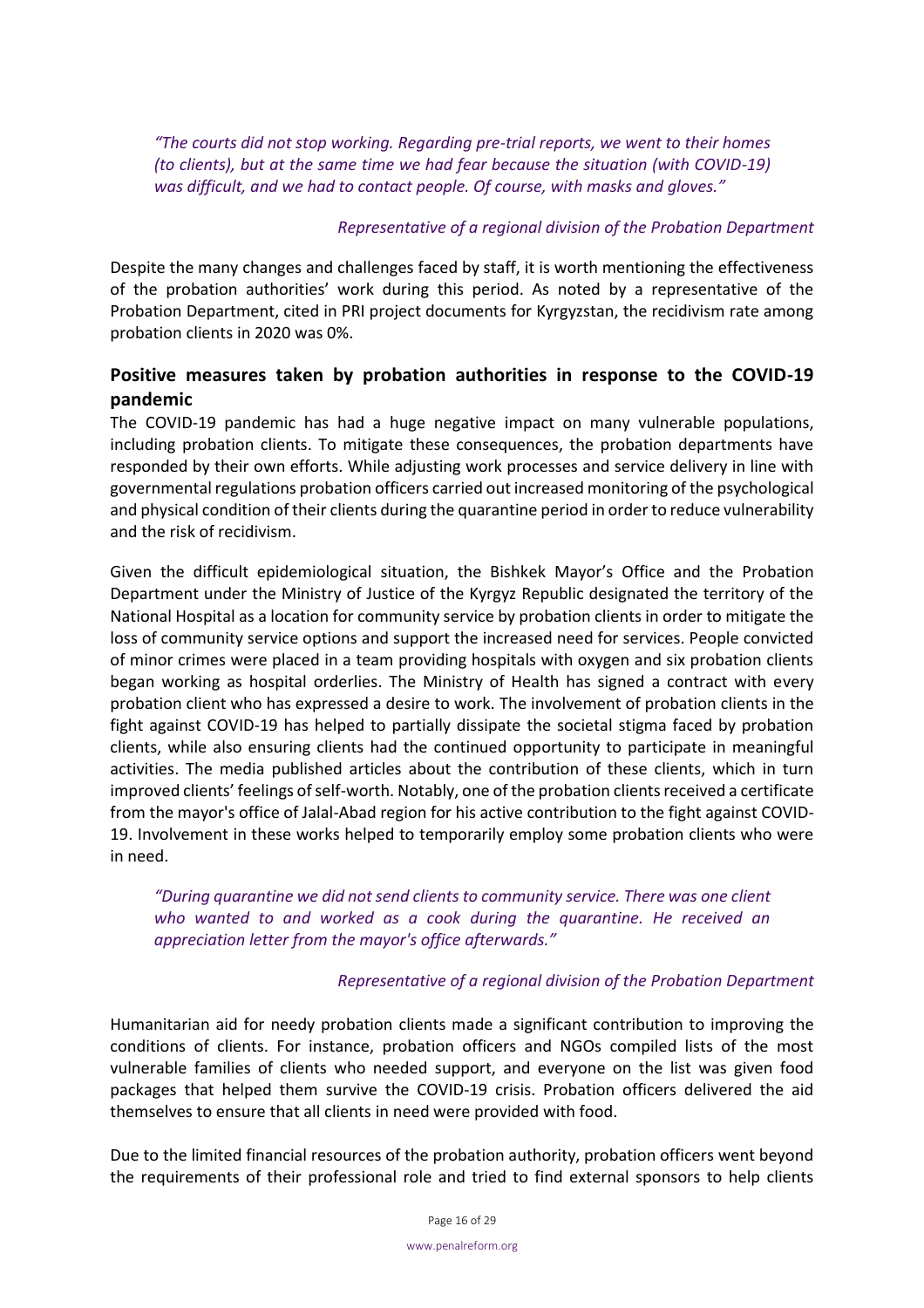*"The courts did not stop working. Regarding pre-trial reports, we went to their homes (to clients), but at the same time we had fear because the situation (with COVID-19) was difficult, and we had to contact people. Of course, with masks and gloves."*

*Representative of a regional division of the Probation Department*

Despite the many changes and challenges faced by staff, it is worth mentioning the effectiveness of the probation authorities' work during this period. As noted by a representative of the Probation Department, cited in PRI project documents for Kyrgyzstan, the recidivism rate among probation clients in 2020 was 0%.

## Positive measures taken by probation authorities in response to the COVID-19 pandemic

The COVID-19 pandemic has had a huge negative impact on many vulnerable populations, including probation clients. To mitigate these consequences, the probation departments have responded by their own efforts. While adjusting work processes and service delivery in line with governmental regulations probation officers carried out increased monitoring of the psychological and physical condition of their clients during the quarantine period in order to reduce vulnerability and the risk of recidivism.

Given the difficult epidemiological situation, the Bishkek Mayor's Office and the Probation Department under the Ministry of Justice of the Kyrgyz Republic designated the territory of the National Hospital as a location for community service by probation clients in order to mitigate the loss of community service options and support the increased need for services. People convicted of minor crimes were placed in a team providing hospitals with oxygen and six probation clients began working as hospital orderlies. The Ministry of Health has signed a contract with every probation client who has expressed a desire to work. The involvement of probation clients in the fight against COVID-19 has helped to partially dissipate the societal stigma faced by probation clients, while also ensuring clients had the continued opportunity to participate in meaningful activities. The media published articles about the contribution of these clients, which in turn improved clients' feelings of self-worth. Notably, one of the probation clients received a certificate from the mayor's office of Jalal-Abad region for his active contribution to the fight against COVID-19. Involvement in these works helped to temporarily employ some probation clients who were in need.

*"During quarantine we did not send clients to community service. There was one client who wanted to and worked as a cook during the quarantine. He received an appreciation letter from the mayor's office afterwards."*

*Representative of a regional division of the Probation Department*

Humanitarian aid for needy probation clients made a significant contribution to improving the conditions of clients. For instance, probation officers and NGOs compiled lists of the most vulnerable families of clients who needed support, and everyone on the list was given food packages that helped them survive the COVID-19 crisis. Probation officers delivered the aid themselves to ensure that all clients in need were provided with food.

Due to the limited financial resources of the probation authority, probation officers went beyond the requirements of their professional role and tried to find external sponsors to help clients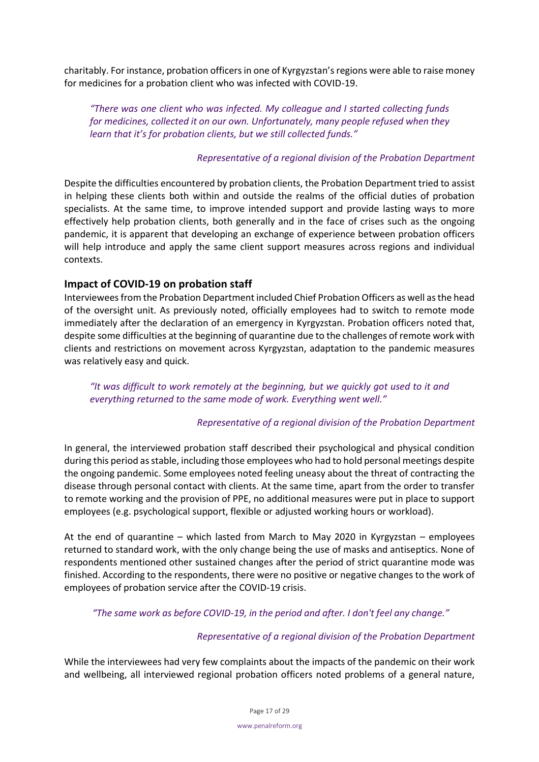charitably. For instance, probation officers in one of Kyrgyzstan's regions were able to raise money for medicines for a probation client who was infected with COVID-19.

> *"There was one client who was infected. My colleague and I started collecting funds for medicines, collected it on our own. Unfortunately, many people refused when they learn that it's for probation clients, but we still collected funds."*
>
> *Representative of a regional division of the Probation Department*

Despite the difficulties encountered by probation clients, the Probation Department tried to assist in helping these clients both within and outside the realms of the official duties of probation specialists. At the same time, to improve intended support and provide lasting ways to more effectively help probation clients, both generally and in the face of crises such as the ongoing pandemic, it is apparent that developing an exchange of experience between probation officers will help introduce and apply the same client support measures across regions and individual contexts.

### Impact of COVID-19 on probation staff

Interviewees from the Probation Department included Chief Probation Officers as well as the head of the oversight unit. As previously noted, officially employees had to switch to remote mode immediately after the declaration of an emergency in Kyrgyzstan. Probation officers noted that, despite some difficulties at the beginning of quarantine due to the challenges of remote work with clients and restrictions on movement across Kyrgyzstan, adaptation to the pandemic measures was relatively easy and quick.

> *"It was difficult to work remotely at the beginning, but we quickly got used to it and everything returned to the same mode of work. Everything went well."*
>
> *Representative of a regional division of the Probation Department*

In general, the interviewed probation staff described their psychological and physical condition during this period as stable, including those employees who had to hold personal meetings despite the ongoing pandemic. Some employees noted feeling uneasy about the threat of contracting the disease through personal contact with clients. At the same time, apart from the order to transfer to remote working and the provision of PPE, no additional measures were put in place to support employees (e.g. psychological support, flexible or adjusted working hours or workload).

At the end of quarantine – which lasted from March to May 2020 in Kyrgyzstan – employees returned to standard work, with the only change being the use of masks and antiseptics. None of respondents mentioned other sustained changes after the period of strict quarantine mode was finished. According to the respondents, there were no positive or negative changes to the work of employees of probation service after the COVID-19 crisis.

> *"The same work as before COVID-19, in the period and after. I don't feel any change."*
>
> *Representative of a regional division of the Probation Department*

While the interviewees had very few complaints about the impacts of the pandemic on their work and wellbeing, all interviewed regional probation officers noted problems of a general nature,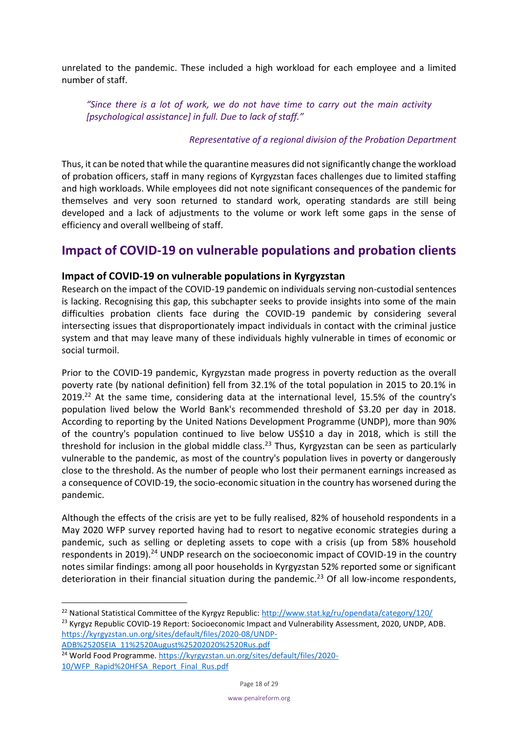unrelated to the pandemic. These included a high workload for each employee and a limited number of staff.

> *"Since there is a lot of work, we do not have time to carry out the main activity [psychological assistance] in full. Due to lack of staff."*
>
> *Representative of a regional division of the Probation Department*

Thus, it can be noted that while the quarantine measures did not significantly change the workload of probation officers, staff in many regions of Kyrgyzstan faces challenges due to limited staffing and high workloads. While employees did not note significant consequences of the pandemic for themselves and very soon returned to standard work, operating standards are still being developed and a lack of adjustments to the volume or work left some gaps in the sense of efficiency and overall wellbeing of staff.

## Impact of COVID-19 on vulnerable populations and probation clients

### Impact of COVID-19 on vulnerable populations in Kyrgyzstan

Research on the impact of the COVID-19 pandemic on individuals serving non-custodial sentences is lacking. Recognising this gap, this subchapter seeks to provide insights into some of the main difficulties probation clients face during the COVID-19 pandemic by considering several intersecting issues that disproportionately impact individuals in contact with the criminal justice system and that may leave many of these individuals highly vulnerable in times of economic or social turmoil.

Prior to the COVID-19 pandemic, Kyrgyzstan made progress in poverty reduction as the overall poverty rate (by national definition) fell from 32.1% of the total population in 2015 to 20.1% in 2019.[22] At the same time, considering data at the international level, 15.5% of the country's population lived below the World Bank's recommended threshold of $3.20 per day in 2018. According to reporting by the United Nations Development Programme (UNDP), more than 90% of the country's population continued to live below US$10 a day in 2018, which is still the threshold for inclusion in the global middle class.[23] Thus, Kyrgyzstan can be seen as particularly vulnerable to the pandemic, as most of the country's population lives in poverty or dangerously close to the threshold. As the number of people who lost their permanent earnings increased as a consequence of COVID-19, the socio-economic situation in the country has worsened during the pandemic.

Although the effects of the crisis are yet to be fully realised, 82% of household respondents in a May 2020 WFP survey reported having had to resort to negative economic strategies during a pandemic, such as selling or depleting assets to cope with a crisis (up from 58% household respondents in 2019).[24] UNDP research on the socioeconomic impact of COVID-19 in the country notes similar findings: among all poor households in Kyrgyzstan 52% reported some or significant deterioration in their financial situation during the pandemic.[23] Of all low-income respondents,

---

[22] National Statistical Committee of the Kyrgyz Republic: http://www.stat.kg/ru/opendata/category/120/

[23] Kyrgyz Republic COVID-19 Report: Socioeconomic Impact and Vulnerability Assessment, 2020, UNDP, ADB. https://kyrgyzstan.un.org/sites/default/files/2020-08/UNDP-ADB%2520SEIA_11%2520August%25202020%2520Rus.pdf

[24] World Food Programme. https://kyrgyzstan.un.org/sites/default/files/2020-10/WFP_Rapid%20HFSA_Report_Final_Rus.pdf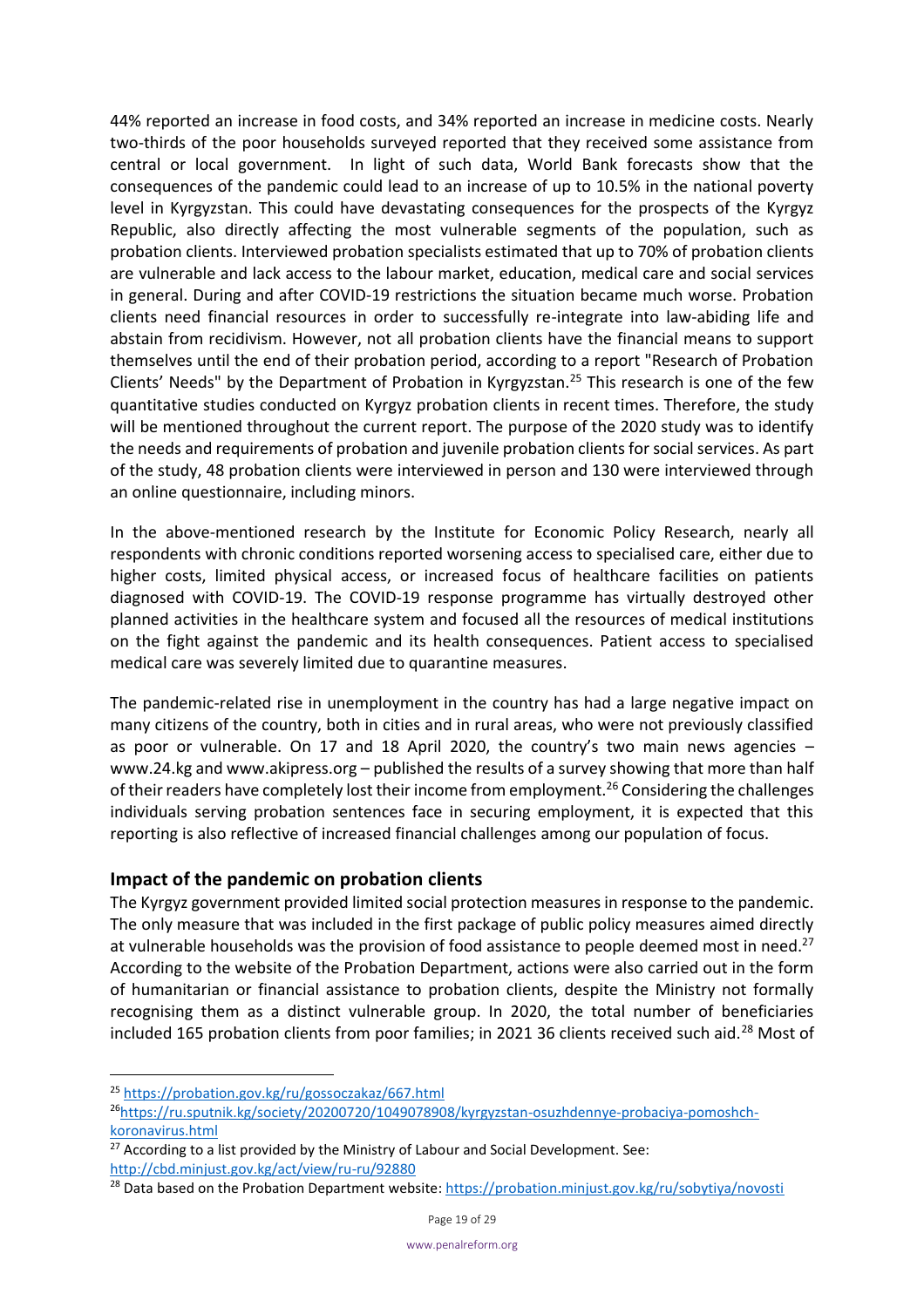44% reported an increase in food costs, and 34% reported an increase in medicine costs. Nearly two-thirds of the poor households surveyed reported that they received some assistance from central or local government. In light of such data, World Bank forecasts show that the consequences of the pandemic could lead to an increase of up to 10.5% in the national poverty level in Kyrgyzstan. This could have devastating consequences for the prospects of the Kyrgyz Republic, also directly affecting the most vulnerable segments of the population, such as probation clients. Interviewed probation specialists estimated that up to 70% of probation clients are vulnerable and lack access to the labour market, education, medical care and social services in general. During and after COVID-19 restrictions the situation became much worse. Probation clients need financial resources in order to successfully re-integrate into law-abiding life and abstain from recidivism. However, not all probation clients have the financial means to support themselves until the end of their probation period, according to a report "Research of Probation Clients' Needs" by the Department of Probation in Kyrgyzstan.[25] This research is one of the few quantitative studies conducted on Kyrgyz probation clients in recent times. Therefore, the study will be mentioned throughout the current report. The purpose of the 2020 study was to identify the needs and requirements of probation and juvenile probation clients for social services. As part of the study, 48 probation clients were interviewed in person and 130 were interviewed through an online questionnaire, including minors.

In the above-mentioned research by the Institute for Economic Policy Research, nearly all respondents with chronic conditions reported worsening access to specialised care, either due to higher costs, limited physical access, or increased focus of healthcare facilities on patients diagnosed with COVID-19. The COVID-19 response programme has virtually destroyed other planned activities in the healthcare system and focused all the resources of medical institutions on the fight against the pandemic and its health consequences. Patient access to specialised medical care was severely limited due to quarantine measures.

The pandemic-related rise in unemployment in the country has had a large negative impact on many citizens of the country, both in cities and in rural areas, who were not previously classified as poor or vulnerable. On 17 and 18 April 2020, the country's two main news agencies – www.24.kg and www.akipress.org – published the results of a survey showing that more than half of their readers have completely lost their income from employment.[26] Considering the challenges individuals serving probation sentences face in securing employment, it is expected that this reporting is also reflective of increased financial challenges among our population of focus.

## Impact of the pandemic on probation clients

The Kyrgyz government provided limited social protection measures in response to the pandemic. The only measure that was included in the first package of public policy measures aimed directly at vulnerable households was the provision of food assistance to people deemed most in need.[27] According to the website of the Probation Department, actions were also carried out in the form of humanitarian or financial assistance to probation clients, despite the Ministry not formally recognising them as a distinct vulnerable group. In 2020, the total number of beneficiaries included 165 probation clients from poor families; in 2021 36 clients received such aid.[28] Most of

---

[25] https://probation.gov.kg/ru/gossoczakaz/667.html

[26] https://ru.sputnik.kg/society/20200720/1049078908/kyrgyzstan-osuzhdennye-probaciya-pomoshch-koronavirus.html

[27] According to a list provided by the Ministry of Labour and Social Development. See: http://cbd.minjust.gov.kg/act/view/ru-ru/92880

[28] Data based on the Probation Department website: https://probation.minjust.gov.kg/ru/sobytiya/novosti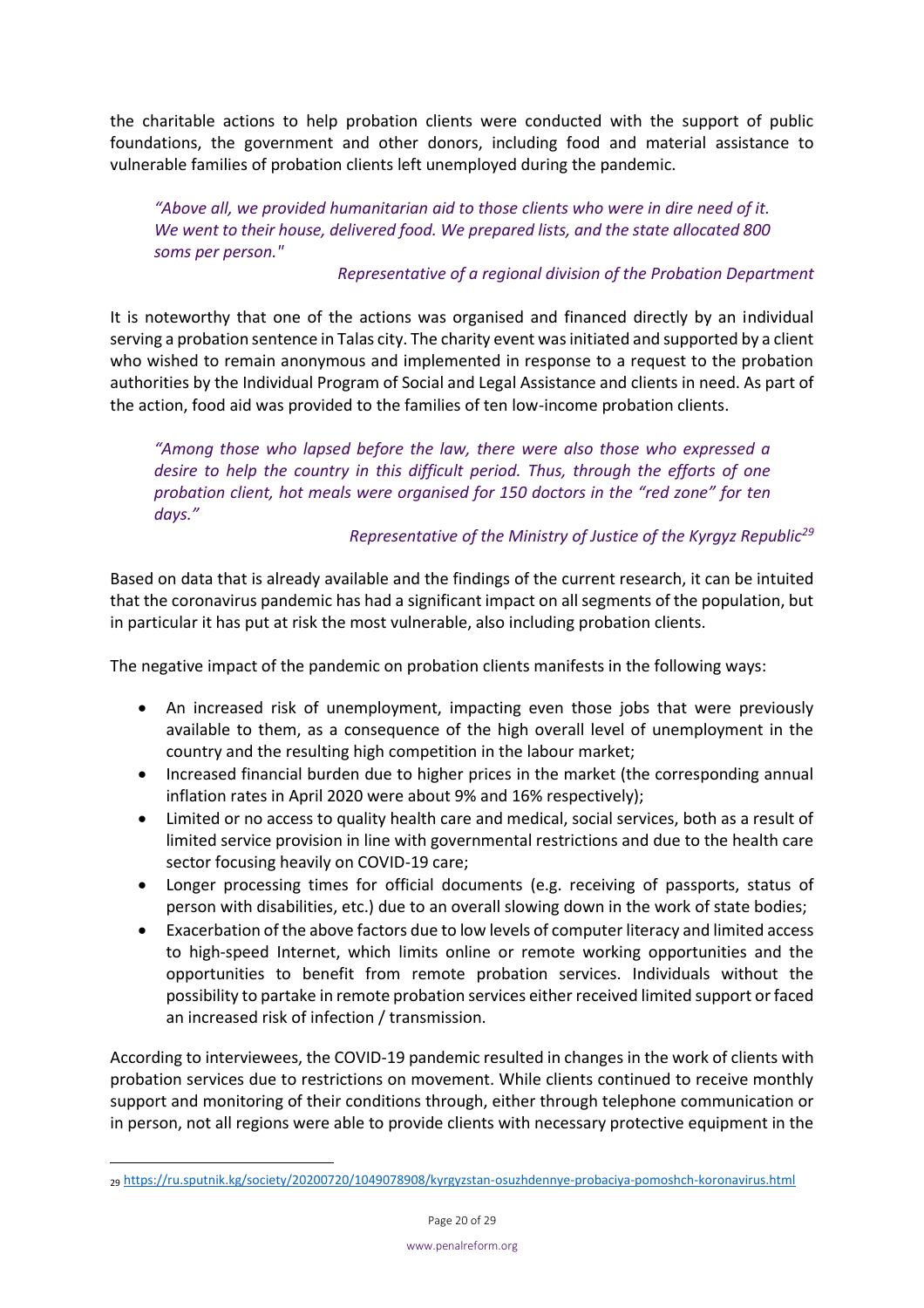the charitable actions to help probation clients were conducted with the support of public foundations, the government and other donors, including food and material assistance to vulnerable families of probation clients left unemployed during the pandemic.

> *"Above all, we provided humanitarian aid to those clients who were in dire need of it. We went to their house, delivered food. We prepared lists, and the state allocated 800 soms per person."*
>
> *Representative of a regional division of the Probation Department*

It is noteworthy that one of the actions was organised and financed directly by an individual serving a probation sentence in Talas city. The charity event was initiated and supported by a client who wished to remain anonymous and implemented in response to a request to the probation authorities by the Individual Program of Social and Legal Assistance and clients in need. As part of the action, food aid was provided to the families of ten low-income probation clients.

> *"Among those who lapsed before the law, there were also those who expressed a desire to help the country in this difficult period. Thus, through the efforts of one probation client, hot meals were organised for 150 doctors in the "red zone" for ten days."*
>
> *Representative of the Ministry of Justice of the Kyrgyz Republic*[29]

Based on data that is already available and the findings of the current research, it can be intuited that the coronavirus pandemic has had a significant impact on all segments of the population, but in particular it has put at risk the most vulnerable, also including probation clients.

The negative impact of the pandemic on probation clients manifests in the following ways:

- An increased risk of unemployment, impacting even those jobs that were previously available to them, as a consequence of the high overall level of unemployment in the country and the resulting high competition in the labour market;
- Increased financial burden due to higher prices in the market (the corresponding annual inflation rates in April 2020 were about 9% and 16% respectively);
- Limited or no access to quality health care and medical, social services, both as a result of limited service provision in line with governmental restrictions and due to the health care sector focusing heavily on COVID-19 care;
- Longer processing times for official documents (e.g. receiving of passports, status of person with disabilities, etc.) due to an overall slowing down in the work of state bodies;
- Exacerbation of the above factors due to low levels of computer literacy and limited access to high-speed Internet, which limits online or remote working opportunities and the opportunities to benefit from remote probation services. Individuals without the possibility to partake in remote probation services either received limited support or faced an increased risk of infection / transmission.

According to interviewees, the COVID-19 pandemic resulted in changes in the work of clients with probation services due to restrictions on movement. While clients continued to receive monthly support and monitoring of their conditions through, either through telephone communication or in person, not all regions were able to provide clients with necessary protective equipment in the

[29] https://ru.sputnik.kg/society/20200720/1049078908/kyrgyzstan-osuzhdennye-probaciya-pomoshch-koronavirus.html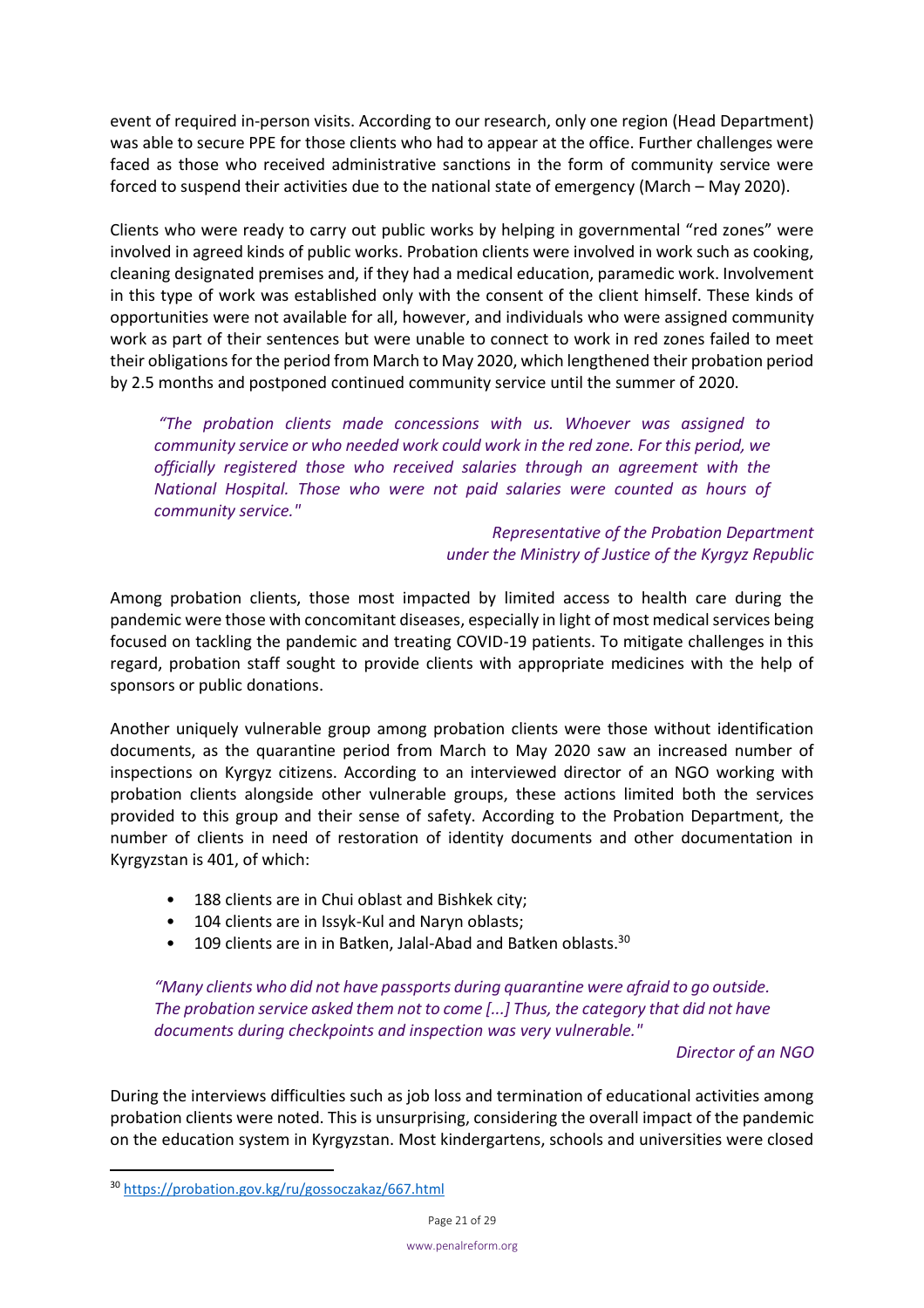event of required in-person visits. According to our research, only one region (Head Department) was able to secure PPE for those clients who had to appear at the office. Further challenges were faced as those who received administrative sanctions in the form of community service were forced to suspend their activities due to the national state of emergency (March – May 2020).

Clients who were ready to carry out public works by helping in governmental "red zones" were involved in agreed kinds of public works. Probation clients were involved in work such as cooking, cleaning designated premises and, if they had a medical education, paramedic work. Involvement in this type of work was established only with the consent of the client himself. These kinds of opportunities were not available for all, however, and individuals who were assigned community work as part of their sentences but were unable to connect to work in red zones failed to meet their obligations for the period from March to May 2020, which lengthened their probation period by 2.5 months and postponed continued community service until the summer of 2020.

> *"The probation clients made concessions with us. Whoever was assigned to community service or who needed work could work in the red zone. For this period, we officially registered those who received salaries through an agreement with the National Hospital. Those who were not paid salaries were counted as hours of community service."*
>
> *Representative of the Probation Department under the Ministry of Justice of the Kyrgyz Republic*

Among probation clients, those most impacted by limited access to health care during the pandemic were those with concomitant diseases, especially in light of most medical services being focused on tackling the pandemic and treating COVID-19 patients. To mitigate challenges in this regard, probation staff sought to provide clients with appropriate medicines with the help of sponsors or public donations.

Another uniquely vulnerable group among probation clients were those without identification documents, as the quarantine period from March to May 2020 saw an increased number of inspections on Kyrgyz citizens. According to an interviewed director of an NGO working with probation clients alongside other vulnerable groups, these actions limited both the services provided to this group and their sense of safety. According to the Probation Department, the number of clients in need of restoration of identity documents and other documentation in Kyrgyzstan is 401, of which:

- 188 clients are in Chui oblast and Bishkek city;
- 104 clients are in Issyk-Kul and Naryn oblasts;
- 109 clients are in in Batken, Jalal-Abad and Batken oblasts.[30]

> *"Many clients who did not have passports during quarantine were afraid to go outside. The probation service asked them not to come [...] Thus, the category that did not have documents during checkpoints and inspection was very vulnerable."*
>
> *Director of an NGO*

During the interviews difficulties such as job loss and termination of educational activities among probation clients were noted. This is unsurprising, considering the overall impact of the pandemic on the education system in Kyrgyzstan. Most kindergartens, schools and universities were closed

[30] https://probation.gov.kg/ru/gossoczakaz/667.html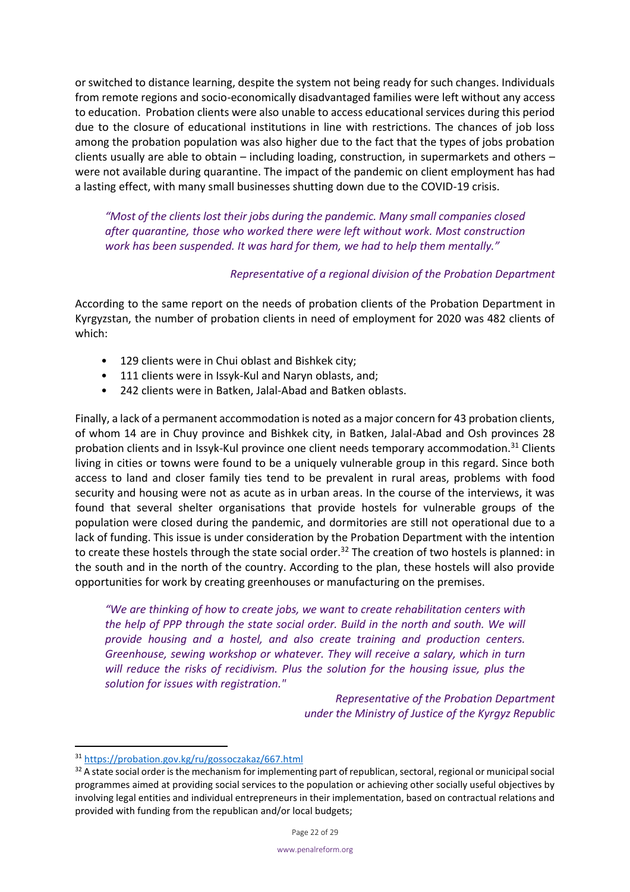or switched to distance learning, despite the system not being ready for such changes. Individuals from remote regions and socio-economically disadvantaged families were left without any access to education. Probation clients were also unable to access educational services during this period due to the closure of educational institutions in line with restrictions. The chances of job loss among the probation population was also higher due to the fact that the types of jobs probation clients usually are able to obtain – including loading, construction, in supermarkets and others – were not available during quarantine. The impact of the pandemic on client employment has had a lasting effect, with many small businesses shutting down due to the COVID-19 crisis.

> *"Most of the clients lost their jobs during the pandemic. Many small companies closed after quarantine, those who worked there were left without work. Most construction work has been suspended. It was hard for them, we had to help them mentally."*
>
> *Representative of a regional division of the Probation Department*

According to the same report on the needs of probation clients of the Probation Department in Kyrgyzstan, the number of probation clients in need of employment for 2020 was 482 clients of which:

- 129 clients were in Chui oblast and Bishkek city;
- 111 clients were in Issyk-Kul and Naryn oblasts, and;
- 242 clients were in Batken, Jalal-Abad and Batken oblasts.

Finally, a lack of a permanent accommodation is noted as a major concern for 43 probation clients, of whom 14 are in Chuy province and Bishkek city, in Batken, Jalal-Abad and Osh provinces 28 probation clients and in Issyk-Kul province one client needs temporary accommodation.[31] Clients living in cities or towns were found to be a uniquely vulnerable group in this regard. Since both access to land and closer family ties tend to be prevalent in rural areas, problems with food security and housing were not as acute as in urban areas. In the course of the interviews, it was found that several shelter organisations that provide hostels for vulnerable groups of the population were closed during the pandemic, and dormitories are still not operational due to a lack of funding. This issue is under consideration by the Probation Department with the intention to create these hostels through the state social order.[32] The creation of two hostels is planned: in the south and in the north of the country. According to the plan, these hostels will also provide opportunities for work by creating greenhouses or manufacturing on the premises.

> *"We are thinking of how to create jobs, we want to create rehabilitation centers with the help of PPP through the state social order. Build in the north and south. We will provide housing and a hostel, and also create training and production centers. Greenhouse, sewing workshop or whatever. They will receive a salary, which in turn will reduce the risks of recidivism. Plus the solution for the housing issue, plus the solution for issues with registration."*
>
> *Representative of the Probation Department under the Ministry of Justice of the Kyrgyz Republic*

---

[31] https://probation.gov.kg/ru/gossoczakaz/667.html

[32] A state social order is the mechanism for implementing part of republican, sectoral, regional or municipal social programmes aimed at providing social services to the population or achieving other socially useful objectives by involving legal entities and individual entrepreneurs in their implementation, based on contractual relations and provided with funding from the republican and/or local budgets;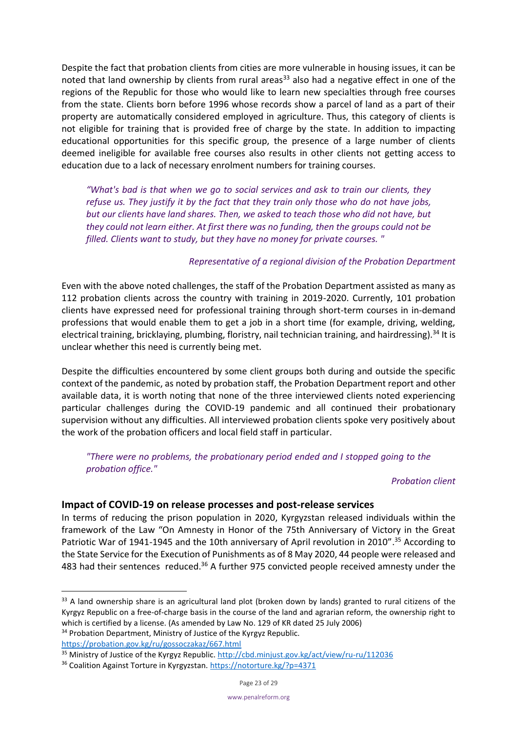Despite the fact that probation clients from cities are more vulnerable in housing issues, it can be noted that land ownership by clients from rural areas[33] also had a negative effect in one of the regions of the Republic for those who would like to learn new specialties through free courses from the state. Clients born before 1996 whose records show a parcel of land as a part of their property are automatically considered employed in agriculture. Thus, this category of clients is not eligible for training that is provided free of charge by the state. In addition to impacting educational opportunities for this specific group, the presence of a large number of clients deemed ineligible for available free courses also results in other clients not getting access to education due to a lack of necessary enrolment numbers for training courses.

> *"What's bad is that when we go to social services and ask to train our clients, they refuse us. They justify it by the fact that they train only those who do not have jobs, but our clients have land shares. Then, we asked to teach those who did not have, but they could not learn either. At first there was no funding, then the groups could not be filled. Clients want to study, but they have no money for private courses. "*
>
> *Representative of a regional division of the Probation Department*

Even with the above noted challenges, the staff of the Probation Department assisted as many as 112 probation clients across the country with training in 2019-2020. Currently, 101 probation clients have expressed need for professional training through short-term courses in in-demand professions that would enable them to get a job in a short time (for example, driving, welding, electrical training, bricklaying, plumbing, floristry, nail technician training, and hairdressing).[34] It is unclear whether this need is currently being met.

Despite the difficulties encountered by some client groups both during and outside the specific context of the pandemic, as noted by probation staff, the Probation Department report and other available data, it is worth noting that none of the three interviewed clients noted experiencing particular challenges during the COVID-19 pandemic and all continued their probationary supervision without any difficulties. All interviewed probation clients spoke very positively about the work of the probation officers and local field staff in particular.

> *"There were no problems, the probationary period ended and I stopped going to the probation office."*
>
> *Probation client*

### Impact of COVID-19 on release processes and post-release services

In terms of reducing the prison population in 2020, Kyrgyzstan released individuals within the framework of the Law "On Amnesty in Honor of the 75th Anniversary of Victory in the Great Patriotic War of 1941-1945 and the 10th anniversary of April revolution in 2010".[35] According to the State Service for the Execution of Punishments as of 8 May 2020, 44 people were released and 483 had their sentences reduced.[36] A further 975 convicted people received amnesty under the

---

[33] A land ownership share is an agricultural land plot (broken down by lands) granted to rural citizens of the Kyrgyz Republic on a free-of-charge basis in the course of the land and agrarian reform, the ownership right to which is certified by a license. (As amended by Law No. 129 of KR dated 25 July 2006)

[34] Probation Department, Ministry of Justice of the Kyrgyz Republic. https://probation.gov.kg/ru/gossoczakaz/667.html

[35] Ministry of Justice of the Kyrgyz Republic. http://cbd.minjust.gov.kg/act/view/ru-ru/112036

[36] Coalition Against Torture in Kyrgyzstan. https://notorture.kg/?p=4371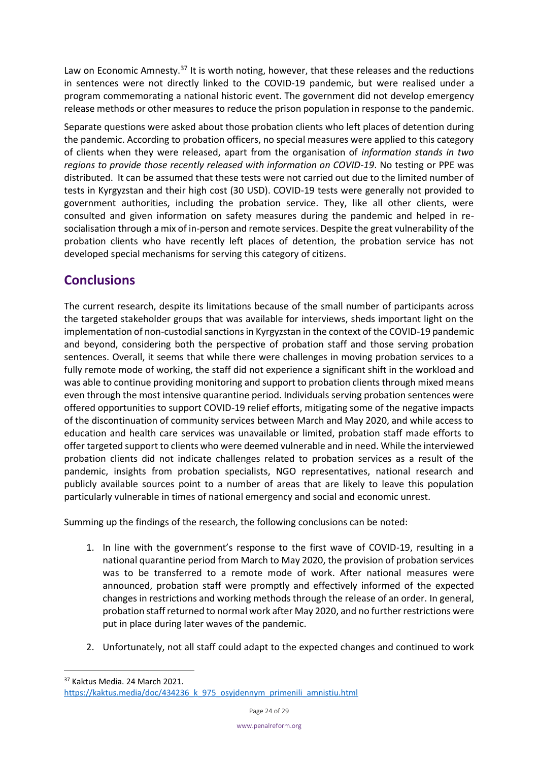Law on Economic Amnesty.[37] It is worth noting, however, that these releases and the reductions in sentences were not directly linked to the COVID-19 pandemic, but were realised under a program commemorating a national historic event. The government did not develop emergency release methods or other measures to reduce the prison population in response to the pandemic.

Separate questions were asked about those probation clients who left places of detention during the pandemic. According to probation officers, no special measures were applied to this category of clients when they were released, apart from the organisation of *information stands in two regions to provide those recently released with information on COVID-19*. No testing or PPE was distributed. It can be assumed that these tests were not carried out due to the limited number of tests in Kyrgyzstan and their high cost (30 USD). COVID-19 tests were generally not provided to government authorities, including the probation service. They, like all other clients, were consulted and given information on safety measures during the pandemic and helped in re-socialisation through a mix of in-person and remote services. Despite the great vulnerability of the probation clients who have recently left places of detention, the probation service has not developed special mechanisms for serving this category of citizens.

## Conclusions

The current research, despite its limitations because of the small number of participants across the targeted stakeholder groups that was available for interviews, sheds important light on the implementation of non-custodial sanctions in Kyrgyzstan in the context of the COVID-19 pandemic and beyond, considering both the perspective of probation staff and those serving probation sentences. Overall, it seems that while there were challenges in moving probation services to a fully remote mode of working, the staff did not experience a significant shift in the workload and was able to continue providing monitoring and support to probation clients through mixed means even through the most intensive quarantine period. Individuals serving probation sentences were offered opportunities to support COVID-19 relief efforts, mitigating some of the negative impacts of the discontinuation of community services between March and May 2020, and while access to education and health care services was unavailable or limited, probation staff made efforts to offer targeted support to clients who were deemed vulnerable and in need. While the interviewed probation clients did not indicate challenges related to probation services as a result of the pandemic, insights from probation specialists, NGO representatives, national research and publicly available sources point to a number of areas that are likely to leave this population particularly vulnerable in times of national emergency and social and economic unrest.

Summing up the findings of the research, the following conclusions can be noted:

1. In line with the government's response to the first wave of COVID-19, resulting in a national quarantine period from March to May 2020, the provision of probation services was to be transferred to a remote mode of work. After national measures were announced, probation staff were promptly and effectively informed of the expected changes in restrictions and working methods through the release of an order. In general, probation staff returned to normal work after May 2020, and no further restrictions were put in place during later waves of the pandemic.

2. Unfortunately, not all staff could adapt to the expected changes and continued to work

[37] Kaktus Media. 24 March 2021. https://kaktus.media/doc/434236_k_975_osyjdennym_primenili_amnistiu.html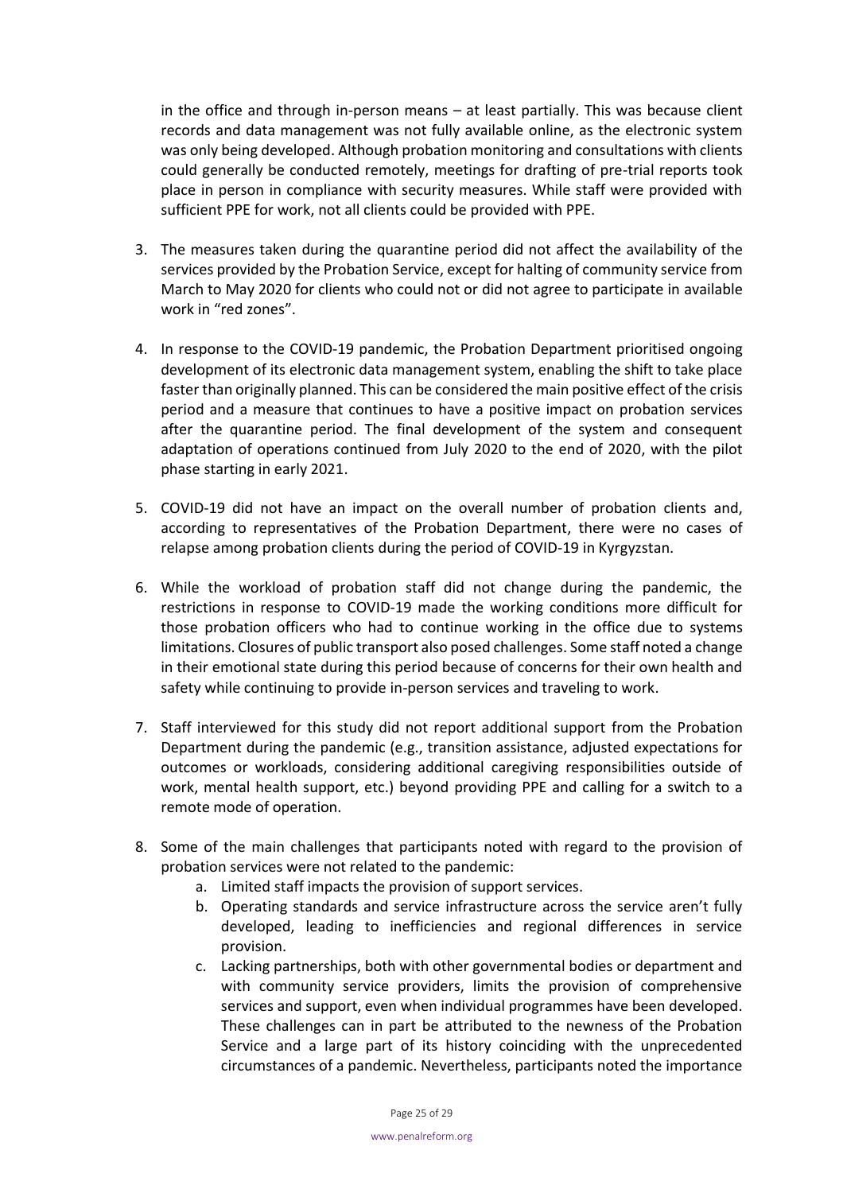in the office and through in-person means – at least partially. This was because client records and data management was not fully available online, as the electronic system was only being developed. Although probation monitoring and consultations with clients could generally be conducted remotely, meetings for drafting of pre-trial reports took place in person in compliance with security measures. While staff were provided with sufficient PPE for work, not all clients could be provided with PPE.

3. The measures taken during the quarantine period did not affect the availability of the services provided by the Probation Service, except for halting of community service from March to May 2020 for clients who could not or did not agree to participate in available work in "red zones".

4. In response to the COVID-19 pandemic, the Probation Department prioritised ongoing development of its electronic data management system, enabling the shift to take place faster than originally planned. This can be considered the main positive effect of the crisis period and a measure that continues to have a positive impact on probation services after the quarantine period. The final development of the system and consequent adaptation of operations continued from July 2020 to the end of 2020, with the pilot phase starting in early 2021.

5. COVID-19 did not have an impact on the overall number of probation clients and, according to representatives of the Probation Department, there were no cases of relapse among probation clients during the period of COVID-19 in Kyrgyzstan.

6. While the workload of probation staff did not change during the pandemic, the restrictions in response to COVID-19 made the working conditions more difficult for those probation officers who had to continue working in the office due to systems limitations. Closures of public transport also posed challenges. Some staff noted a change in their emotional state during this period because of concerns for their own health and safety while continuing to provide in-person services and traveling to work.

7. Staff interviewed for this study did not report additional support from the Probation Department during the pandemic (e.g., transition assistance, adjusted expectations for outcomes or workloads, considering additional caregiving responsibilities outside of work, mental health support, etc.) beyond providing PPE and calling for a switch to a remote mode of operation.

8. Some of the main challenges that participants noted with regard to the provision of probation services were not related to the pandemic:
   a. Limited staff impacts the provision of support services.
   b. Operating standards and service infrastructure across the service aren't fully developed, leading to inefficiencies and regional differences in service provision.
   c. Lacking partnerships, both with other governmental bodies or department and with community service providers, limits the provision of comprehensive services and support, even when individual programmes have been developed. These challenges can in part be attributed to the newness of the Probation Service and a large part of its history coinciding with the unprecedented circumstances of a pandemic. Nevertheless, participants noted the importance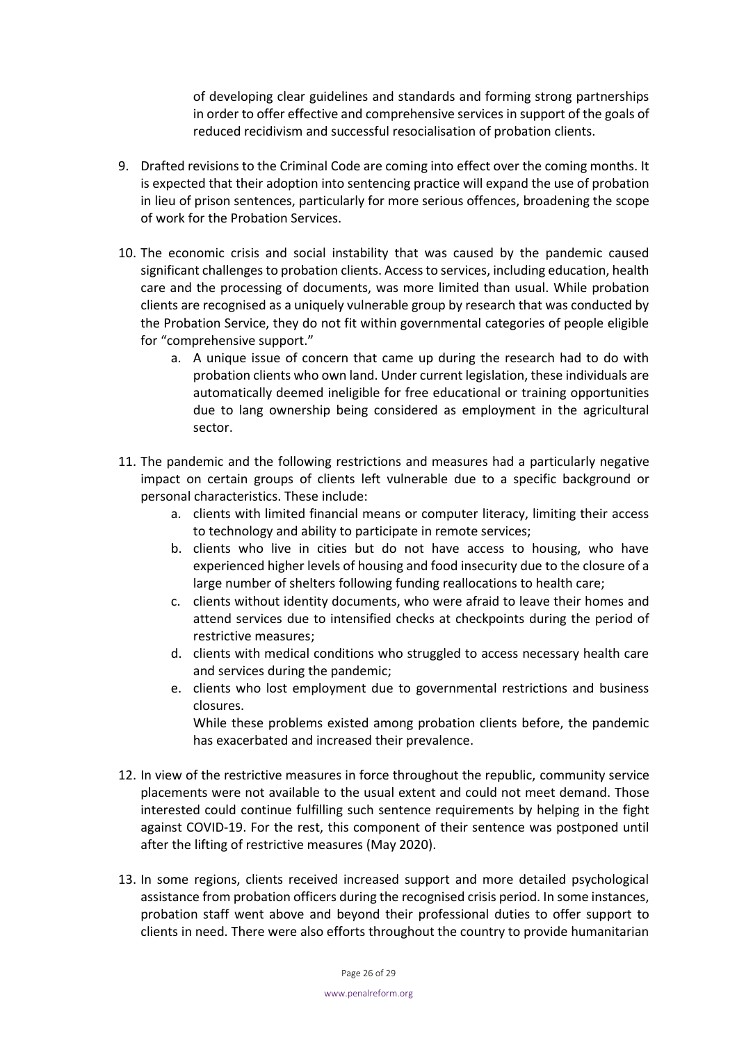of developing clear guidelines and standards and forming strong partnerships in order to offer effective and comprehensive services in support of the goals of reduced recidivism and successful resocialisation of probation clients.

9. Drafted revisions to the Criminal Code are coming into effect over the coming months. It is expected that their adoption into sentencing practice will expand the use of probation in lieu of prison sentences, particularly for more serious offences, broadening the scope of work for the Probation Services.

10. The economic crisis and social instability that was caused by the pandemic caused significant challenges to probation clients. Access to services, including education, health care and the processing of documents, was more limited than usual. While probation clients are recognised as a uniquely vulnerable group by research that was conducted by the Probation Service, they do not fit within governmental categories of people eligible for "comprehensive support."
    a. A unique issue of concern that came up during the research had to do with probation clients who own land. Under current legislation, these individuals are automatically deemed ineligible for free educational or training opportunities due to lang ownership being considered as employment in the agricultural sector.

11. The pandemic and the following restrictions and measures had a particularly negative impact on certain groups of clients left vulnerable due to a specific background or personal characteristics. These include:
    a. clients with limited financial means or computer literacy, limiting their access to technology and ability to participate in remote services;
    b. clients who live in cities but do not have access to housing, who have experienced higher levels of housing and food insecurity due to the closure of a large number of shelters following funding reallocations to health care;
    c. clients without identity documents, who were afraid to leave their homes and attend services due to intensified checks at checkpoints during the period of restrictive measures;
    d. clients with medical conditions who struggled to access necessary health care and services during the pandemic;
    e. clients who lost employment due to governmental restrictions and business closures.

    While these problems existed among probation clients before, the pandemic has exacerbated and increased their prevalence.

12. In view of the restrictive measures in force throughout the republic, community service placements were not available to the usual extent and could not meet demand. Those interested could continue fulfilling such sentence requirements by helping in the fight against COVID-19. For the rest, this component of their sentence was postponed until after the lifting of restrictive measures (May 2020).

13. In some regions, clients received increased support and more detailed psychological assistance from probation officers during the recognised crisis period. In some instances, probation staff went above and beyond their professional duties to offer support to clients in need. There were also efforts throughout the country to provide humanitarian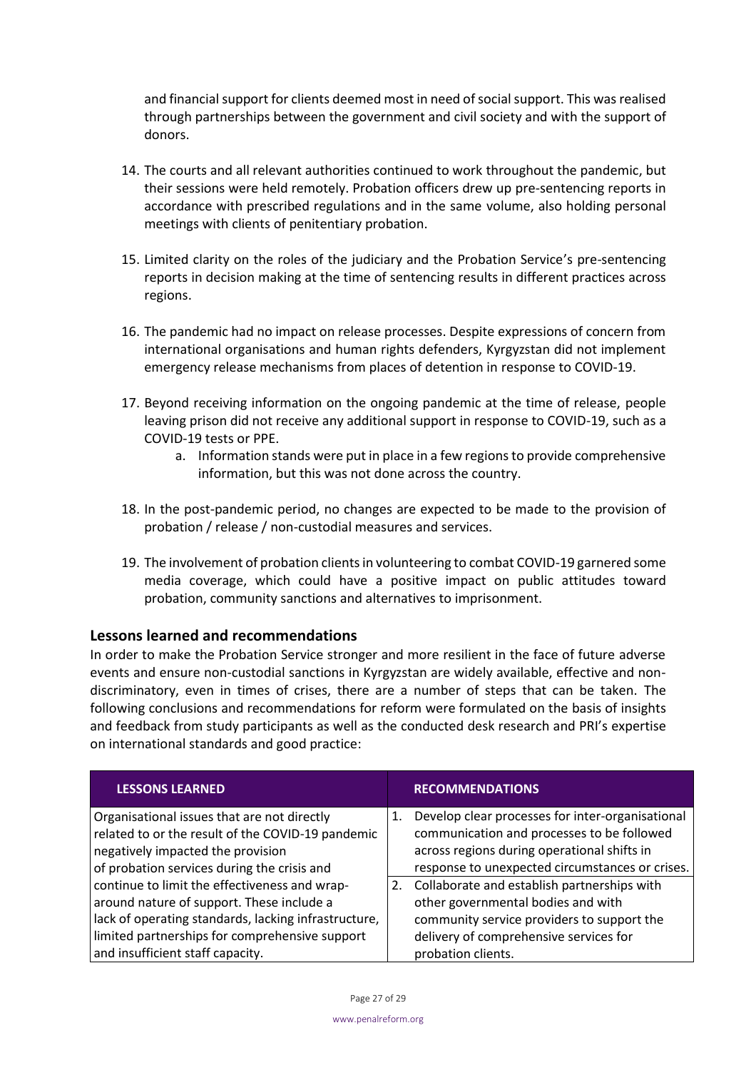and financial support for clients deemed most in need of social support. This was realised through partnerships between the government and civil society and with the support of donors.

14. The courts and all relevant authorities continued to work throughout the pandemic, but their sessions were held remotely. Probation officers drew up pre-sentencing reports in accordance with prescribed regulations and in the same volume, also holding personal meetings with clients of penitentiary probation.

15. Limited clarity on the roles of the judiciary and the Probation Service's pre-sentencing reports in decision making at the time of sentencing results in different practices across regions.

16. The pandemic had no impact on release processes. Despite expressions of concern from international organisations and human rights defenders, Kyrgyzstan did not implement emergency release mechanisms from places of detention in response to COVID-19.

17. Beyond receiving information on the ongoing pandemic at the time of release, people leaving prison did not receive any additional support in response to COVID-19, such as a COVID-19 tests or PPE.
    a. Information stands were put in place in a few regions to provide comprehensive information, but this was not done across the country.

18. In the post-pandemic period, no changes are expected to be made to the provision of probation / release / non-custodial measures and services.

19. The involvement of probation clients in volunteering to combat COVID-19 garnered some media coverage, which could have a positive impact on public attitudes toward probation, community sanctions and alternatives to imprisonment.

## Lessons learned and recommendations

In order to make the Probation Service stronger and more resilient in the face of future adverse events and ensure non-custodial sanctions in Kyrgyzstan are widely available, effective and non-discriminatory, even in times of crises, there are a number of steps that can be taken. The following conclusions and recommendations for reform were formulated on the basis of insights and feedback from study participants as well as the conducted desk research and PRI's expertise on international standards and good practice:

| LESSONS LEARNED | RECOMMENDATIONS |
| --- | --- |
| Organisational issues that are not directly related to or the result of the COVID-19 pandemic negatively impacted the provision of probation services during the crisis and continue to limit the effectiveness and wrap-around nature of support. These include a lack of operating standards, lacking infrastructure, limited partnerships for comprehensive support and insufficient staff capacity. | 1. Develop clear processes for inter-organisational communication and processes to be followed across regions during operational shifts in response to unexpected circumstances or crises.<br>2. Collaborate and establish partnerships with other governmental bodies and with community service providers to support the delivery of comprehensive services for probation clients. |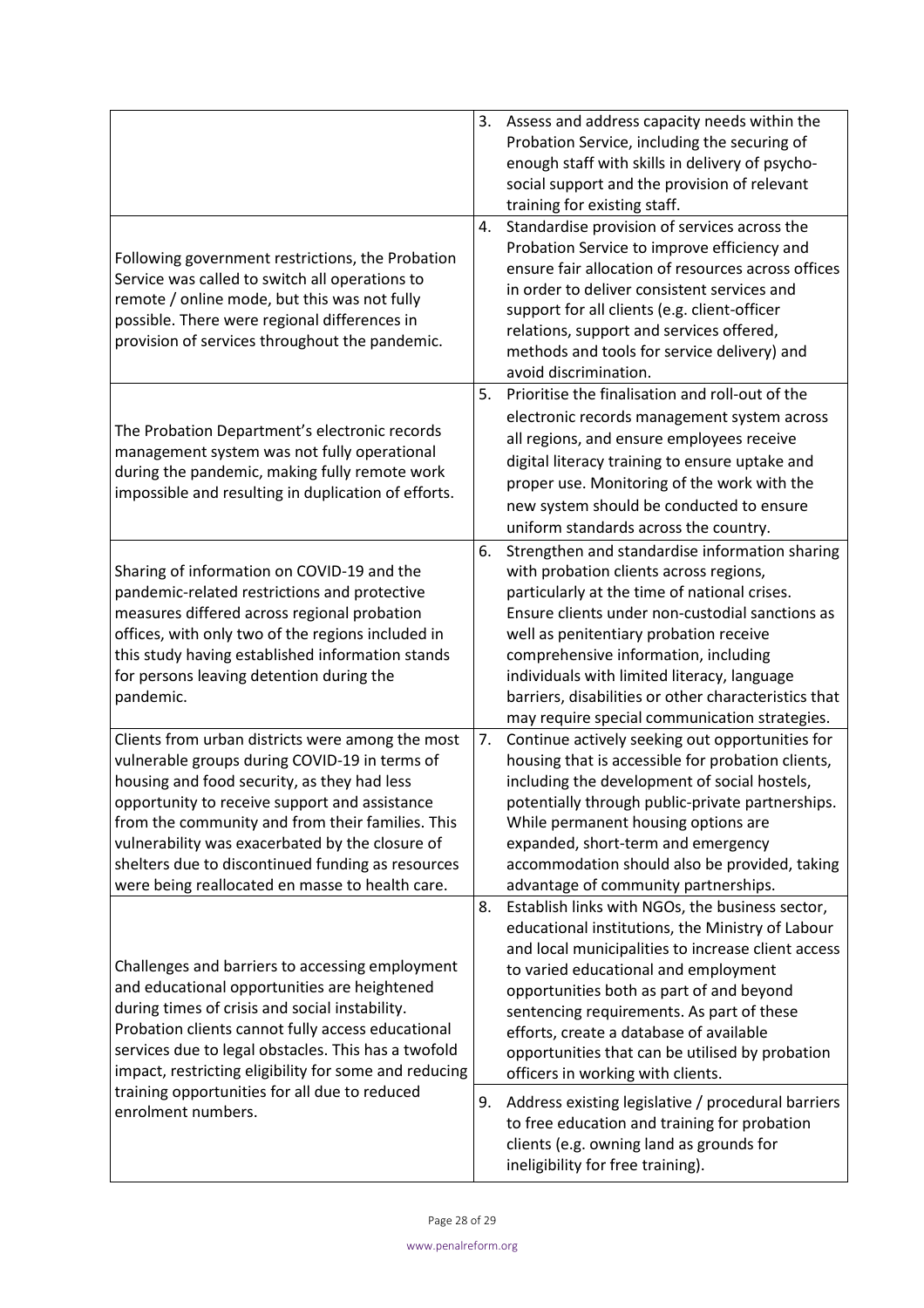| | |
|---|---|
| | 3. Assess and address capacity needs within the Probation Service, including the securing of enough staff with skills in delivery of psycho-social support and the provision of relevant training for existing staff. |
| Following government restrictions, the Probation Service was called to switch all operations to remote / online mode, but this was not fully possible. There were regional differences in provision of services throughout the pandemic. | 4. Standardise provision of services across the Probation Service to improve efficiency and ensure fair allocation of resources across offices in order to deliver consistent services and support for all clients (e.g. client-officer relations, support and services offered, methods and tools for service delivery) and avoid discrimination. |
| The Probation Department's electronic records management system was not fully operational during the pandemic, making fully remote work impossible and resulting in duplication of efforts. | 5. Prioritise the finalisation and roll-out of the electronic records management system across all regions, and ensure employees receive digital literacy training to ensure uptake and proper use. Monitoring of the work with the new system should be conducted to ensure uniform standards across the country. |
| Sharing of information on COVID-19 and the pandemic-related restrictions and protective measures differed across regional probation offices, with only two of the regions included in this study having established information stands for persons leaving detention during the pandemic. | 6. Strengthen and standardise information sharing with probation clients across regions, particularly at the time of national crises. Ensure clients under non-custodial sanctions as well as penitentiary probation receive comprehensive information, including individuals with limited literacy, language barriers, disabilities or other characteristics that may require special communication strategies. |
| Clients from urban districts were among the most vulnerable groups during COVID-19 in terms of housing and food security, as they had less opportunity to receive support and assistance from the community and from their families. This vulnerability was exacerbated by the closure of shelters due to discontinued funding as resources were being reallocated en masse to health care. | 7. Continue actively seeking out opportunities for housing that is accessible for probation clients, including the development of social hostels, potentially through public-private partnerships. While permanent housing options are expanded, short-term and emergency accommodation should also be provided, taking advantage of community partnerships. |
| Challenges and barriers to accessing employment and educational opportunities are heightened during times of crisis and social instability. Probation clients cannot fully access educational services due to legal obstacles. This has a twofold impact, restricting eligibility for some and reducing training opportunities for all due to reduced enrolment numbers. | 8. Establish links with NGOs, the business sector, educational institutions, the Ministry of Labour and local municipalities to increase client access to varied educational and employment opportunities both as part of and beyond sentencing requirements. As part of these efforts, create a database of available opportunities that can be utilised by probation officers in working with clients. |
| | 9. Address existing legislative / procedural barriers to free education and training for probation clients (e.g. owning land as grounds for ineligibility for free training). |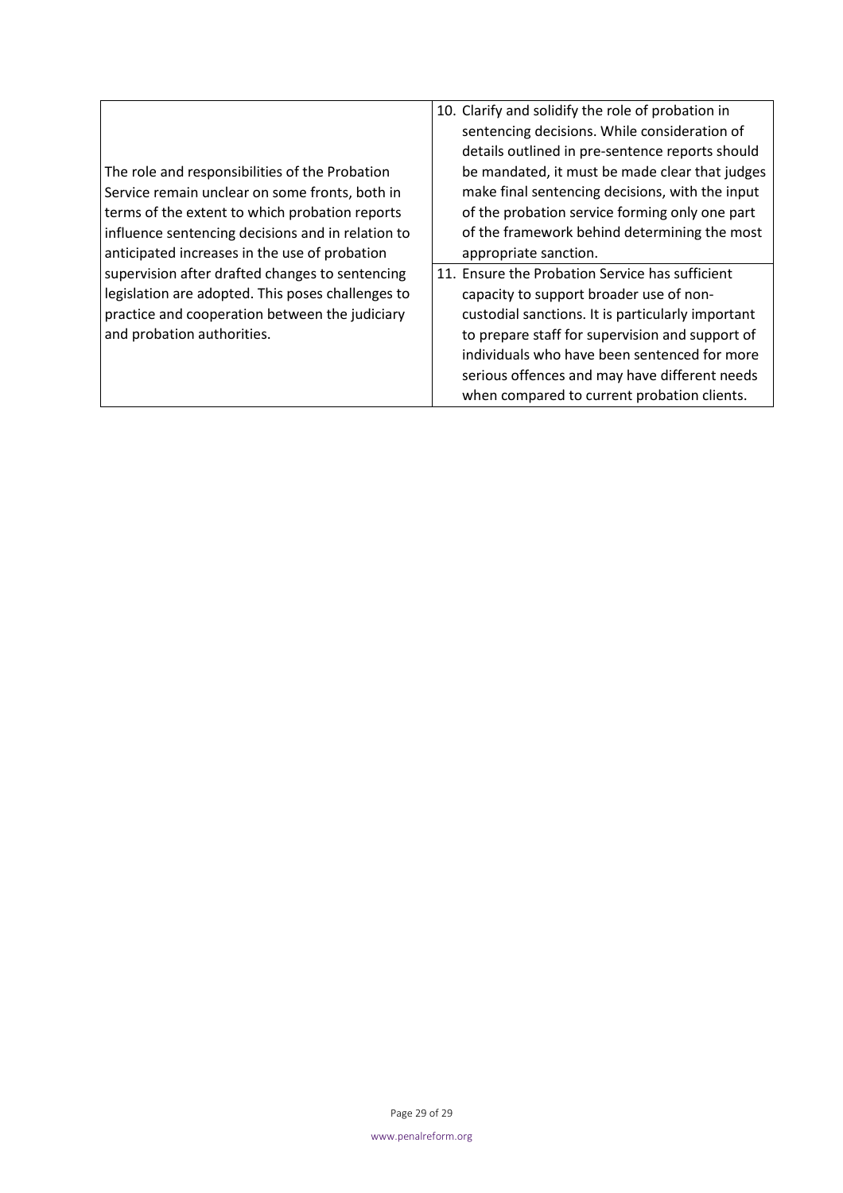| | |
|---|---|
| The role and responsibilities of the Probation Service remain unclear on some fronts, both in terms of the extent to which probation reports influence sentencing decisions and in relation to anticipated increases in the use of probation supervision after drafted changes to sentencing legislation are adopted. This poses challenges to practice and cooperation between the judiciary and probation authorities. | 10. Clarify and solidify the role of probation in sentencing decisions. While consideration of details outlined in pre-sentence reports should be mandated, it must be made clear that judges make final sentencing decisions, with the input of the probation service forming only one part of the framework behind determining the most appropriate sanction. |
| | 11. Ensure the Probation Service has sufficient capacity to support broader use of non-custodial sanctions. It is particularly important to prepare staff for supervision and support of individuals who have been sentenced for more serious offences and may have different needs when compared to current probation clients. |